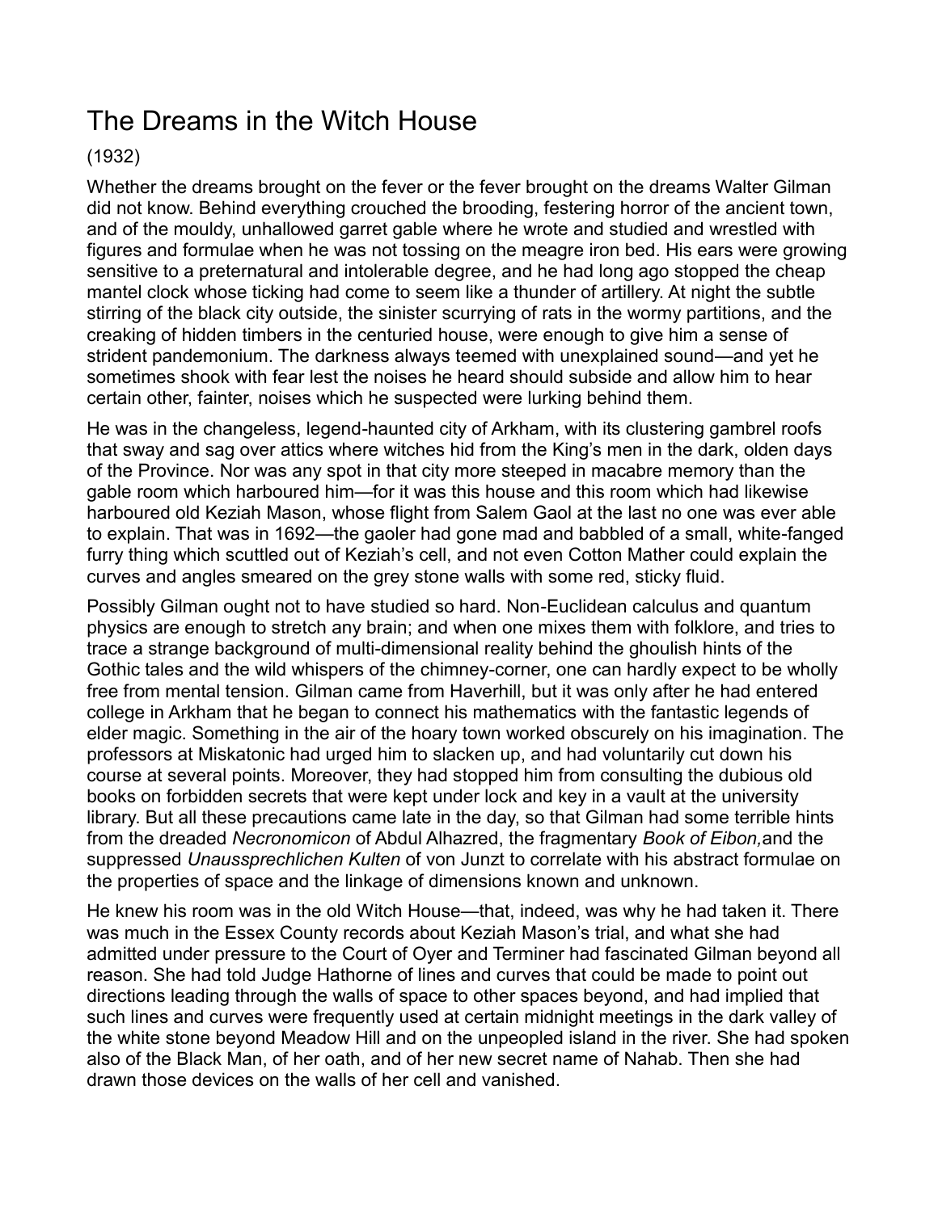# The Dreams in the Witch House

(1932)

Whether the dreams brought on the fever or the fever brought on the dreams Walter Gilman did not know. Behind everything crouched the brooding, festering horror of the ancient town, and of the mouldy, unhallowed garret gable where he wrote and studied and wrestled with figures and formulae when he was not tossing on the meagre iron bed. His ears were growing sensitive to a preternatural and intolerable degree, and he had long ago stopped the cheap mantel clock whose ticking had come to seem like a thunder of artillery. At night the subtle stirring of the black city outside, the sinister scurrying of rats in the wormy partitions, and the creaking of hidden timbers in the centuried house, were enough to give him a sense of strident pandemonium. The darkness always teemed with unexplained sound—and yet he sometimes shook with fear lest the noises he heard should subside and allow him to hear certain other, fainter, noises which he suspected were lurking behind them.

He was in the changeless, legend-haunted city of Arkham, with its clustering gambrel roofs that sway and sag over attics where witches hid from the King's men in the dark, olden days of the Province. Nor was any spot in that city more steeped in macabre memory than the gable room which harboured him—for it was this house and this room which had likewise harboured old Keziah Mason, whose flight from Salem Gaol at the last no one was ever able to explain. That was in 1692—the gaoler had gone mad and babbled of a small, white-fanged furry thing which scuttled out of Keziah's cell, and not even Cotton Mather could explain the curves and angles smeared on the grey stone walls with some red, sticky fluid.

Possibly Gilman ought not to have studied so hard. Non-Euclidean calculus and quantum physics are enough to stretch any brain; and when one mixes them with folklore, and tries to trace a strange background of multi-dimensional reality behind the ghoulish hints of the Gothic tales and the wild whispers of the chimney-corner, one can hardly expect to be wholly free from mental tension. Gilman came from Haverhill, but it was only after he had entered college in Arkham that he began to connect his mathematics with the fantastic legends of elder magic. Something in the air of the hoary town worked obscurely on his imagination. The professors at Miskatonic had urged him to slacken up, and had voluntarily cut down his course at several points. Moreover, they had stopped him from consulting the dubious old books on forbidden secrets that were kept under lock and key in a vault at the university library. But all these precautions came late in the day, so that Gilman had some terrible hints from the dreaded *Necronomicon* of Abdul Alhazred, the fragmentary *Book of Eibon,* and the suppressed *Unaussprechlichen Kulten* of von Junzt to correlate with his abstract formulae on the properties of space and the linkage of dimensions known and unknown.

He knew his room was in the old Witch House—that, indeed, was why he had taken it. There was much in the Essex County records about Keziah Mason's trial, and what she had admitted under pressure to the Court of Oyer and Terminer had fascinated Gilman beyond all reason. She had told Judge Hathorne of lines and curves that could be made to point out directions leading through the walls of space to other spaces beyond, and had implied that such lines and curves were frequently used at certain midnight meetings in the dark valley of the white stone beyond Meadow Hill and on the unpeopled island in the river. She had spoken also of the Black Man, of her oath, and of her new secret name of Nahab. Then she had drawn those devices on the walls of her cell and vanished.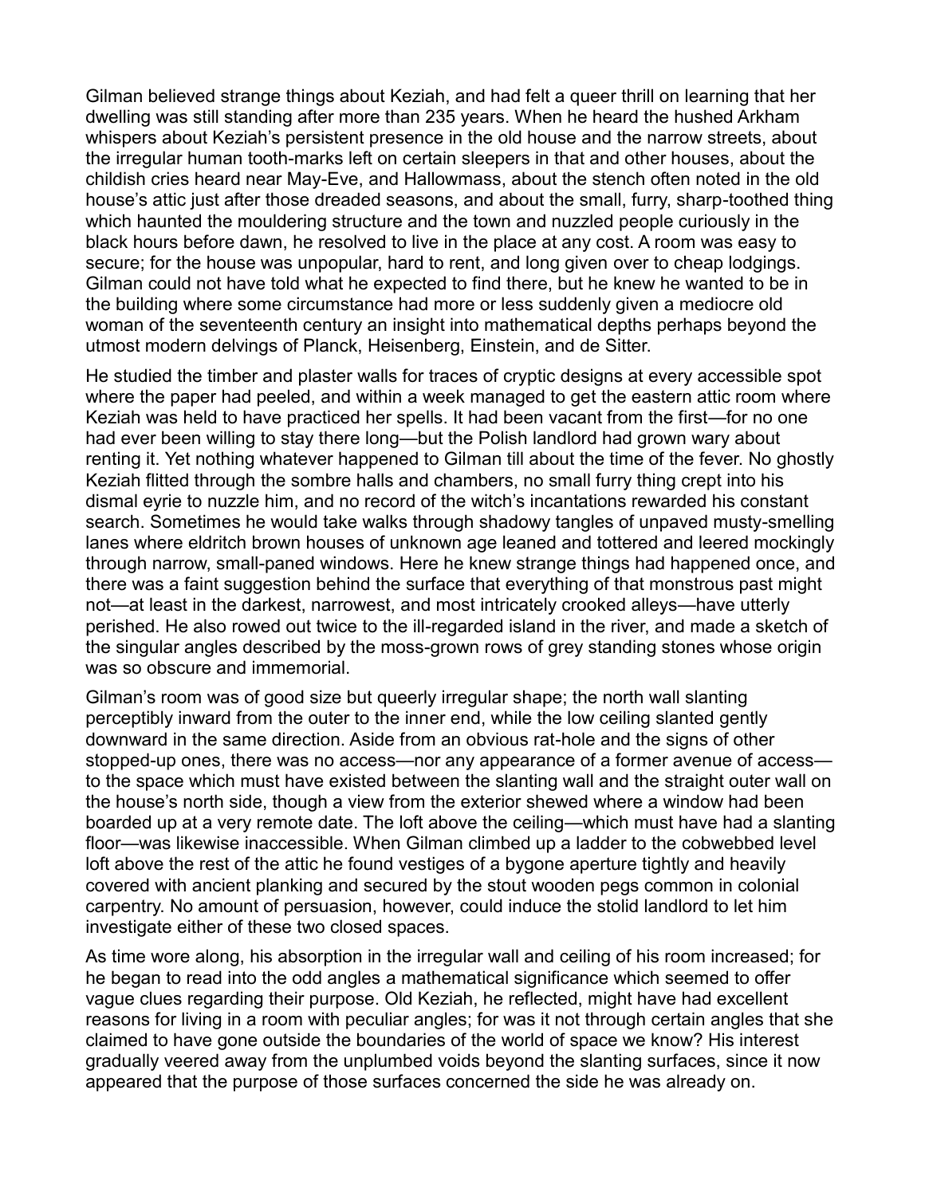Gilman believed strange things about Keziah, and had felt a queer thrill on learning that her dwelling was still standing after more than 235 years. When he heard the hushed Arkham whispers about Keziah's persistent presence in the old house and the narrow streets, about the irregular human tooth-marks left on certain sleepers in that and other houses, about the childish cries heard near May-Eve, and Hallowmass, about the stench often noted in the old house's attic just after those dreaded seasons, and about the small, furry, sharp-toothed thing which haunted the mouldering structure and the town and nuzzled people curiously in the black hours before dawn, he resolved to live in the place at any cost. A room was easy to secure; for the house was unpopular, hard to rent, and long given over to cheap lodgings. Gilman could not have told what he expected to find there, but he knew he wanted to be in the building where some circumstance had more or less suddenly given a mediocre old woman of the seventeenth century an insight into mathematical depths perhaps beyond the utmost modern delvings of Planck, Heisenberg, Einstein, and de Sitter.

He studied the timber and plaster walls for traces of cryptic designs at every accessible spot where the paper had peeled, and within a week managed to get the eastern attic room where Keziah was held to have practiced her spells. It had been vacant from the first—for no one had ever been willing to stay there long—but the Polish landlord had grown wary about renting it. Yet nothing whatever happened to Gilman till about the time of the fever. No ghostly Keziah flitted through the sombre halls and chambers, no small furry thing crept into his dismal eyrie to nuzzle him, and no record of the witch's incantations rewarded his constant search. Sometimes he would take walks through shadowy tangles of unpaved musty-smelling lanes where eldritch brown houses of unknown age leaned and tottered and leered mockingly through narrow, small-paned windows. Here he knew strange things had happened once, and there was a faint suggestion behind the surface that everything of that monstrous past might not—at least in the darkest, narrowest, and most intricately crooked alleys—have utterly perished. He also rowed out twice to the ill-regarded island in the river, and made a sketch of the singular angles described by the moss-grown rows of grey standing stones whose origin was so obscure and immemorial.

Gilman's room was of good size but queerly irregular shape; the north wall slanting perceptibly inward from the outer to the inner end, while the low ceiling slanted gently downward in the same direction. Aside from an obvious rat-hole and the signs of other stopped-up ones, there was no access—nor any appearance of a former avenue of access—to the space which must have existed between the slanting wall and the straight outer wall on the house's north side, though a view from the exterior shewed where a window had been boarded up at a very remote date. The loft above the ceiling—which must have had a slanting floor—was likewise inaccessible. When Gilman climbed up a ladder to the cobwebbed level loft above the rest of the attic he found vestiges of a bygone aperture tightly and heavily covered with ancient planking and secured by the stout wooden pegs common in colonial carpentry. No amount of persuasion, however, could induce the stolid landlord to let him investigate either of these two closed spaces.

As time wore along, his absorption in the irregular wall and ceiling of his room increased; for he began to read into the odd angles a mathematical significance which seemed to offer vague clues regarding their purpose. Old Keziah, he reflected, might have had excellent reasons for living in a room with peculiar angles; for was it not through certain angles that she claimed to have gone outside the boundaries of the world of space we know? His interest gradually veered away from the unplumbed voids beyond the slanting surfaces, since it now appeared that the purpose of those surfaces concerned the side he was already on.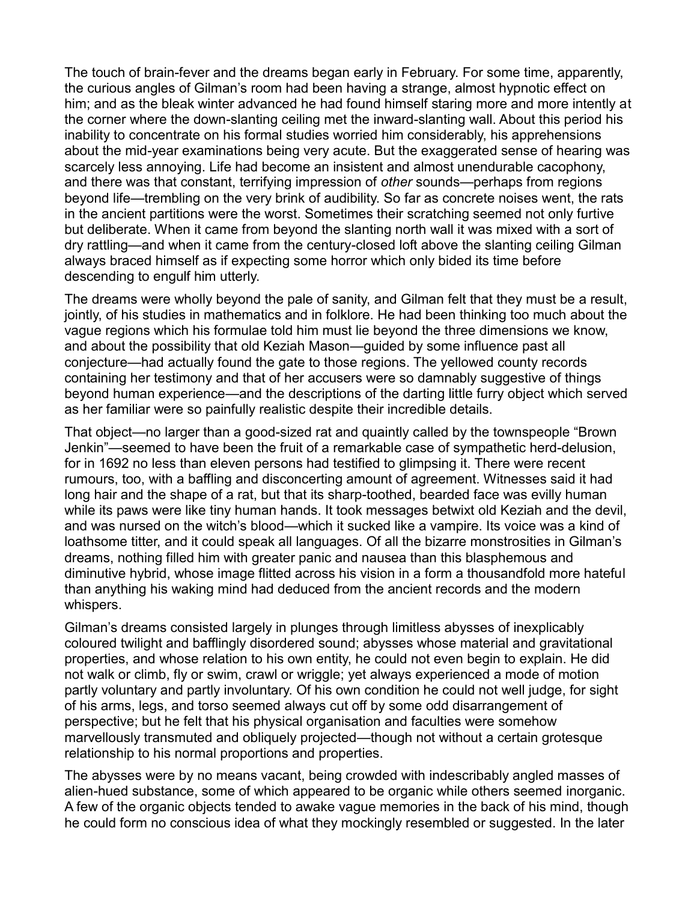The touch of brain-fever and the dreams began early in February. For some time, apparently, the curious angles of Gilman's room had been having a strange, almost hypnotic effect on him; and as the bleak winter advanced he had found himself staring more and more intently at the corner where the down-slanting ceiling met the inward-slanting wall. About this period his inability to concentrate on his formal studies worried him considerably, his apprehensions about the mid-year examinations being very acute. But the exaggerated sense of hearing was scarcely less annoying. Life had become an insistent and almost unendurable cacophony, and there was that constant, terrifying impression of *other* sounds—perhaps from regions beyond life—trembling on the very brink of audibility. So far as concrete noises went, the rats in the ancient partitions were the worst. Sometimes their scratching seemed not only furtive but deliberate. When it came from beyond the slanting north wall it was mixed with a sort of dry rattling—and when it came from the century-closed loft above the slanting ceiling Gilman always braced himself as if expecting some horror which only bided its time before descending to engulf him utterly.

The dreams were wholly beyond the pale of sanity, and Gilman felt that they must be a result, jointly, of his studies in mathematics and in folklore. He had been thinking too much about the vague regions which his formulae told him must lie beyond the three dimensions we know, and about the possibility that old Keziah Mason—guided by some influence past all conjecture—had actually found the gate to those regions. The yellowed county records containing her testimony and that of her accusers were so damnably suggestive of things beyond human experience—and the descriptions of the darting little furry object which served as her familiar were so painfully realistic despite their incredible details.

That object—no larger than a good-sized rat and quaintly called by the townspeople "Brown Jenkin"—seemed to have been the fruit of a remarkable case of sympathetic herd-delusion, for in 1692 no less than eleven persons had testified to glimpsing it. There were recent rumours, too, with a baffling and disconcerting amount of agreement. Witnesses said it had long hair and the shape of a rat, but that its sharp-toothed, bearded face was evilly human while its paws were like tiny human hands. It took messages betwixt old Keziah and the devil, and was nursed on the witch's blood—which it sucked like a vampire. Its voice was a kind of loathsome titter, and it could speak all languages. Of all the bizarre monstrosities in Gilman's dreams, nothing filled him with greater panic and nausea than this blasphemous and diminutive hybrid, whose image flitted across his vision in a form a thousandfold more hateful than anything his waking mind had deduced from the ancient records and the modern whispers.

Gilman's dreams consisted largely in plunges through limitless abysses of inexplicably coloured twilight and bafflingly disordered sound; abysses whose material and gravitational properties, and whose relation to his own entity, he could not even begin to explain. He did not walk or climb, fly or swim, crawl or wriggle; yet always experienced a mode of motion partly voluntary and partly involuntary. Of his own condition he could not well judge, for sight of his arms, legs, and torso seemed always cut off by some odd disarrangement of perspective; but he felt that his physical organisation and faculties were somehow marvellously transmuted and obliquely projected—though not without a certain grotesque relationship to his normal proportions and properties.

The abysses were by no means vacant, being crowded with indescribably angled masses of alien-hued substance, some of which appeared to be organic while others seemed inorganic. A few of the organic objects tended to awake vague memories in the back of his mind, though he could form no conscious idea of what they mockingly resembled or suggested. In the later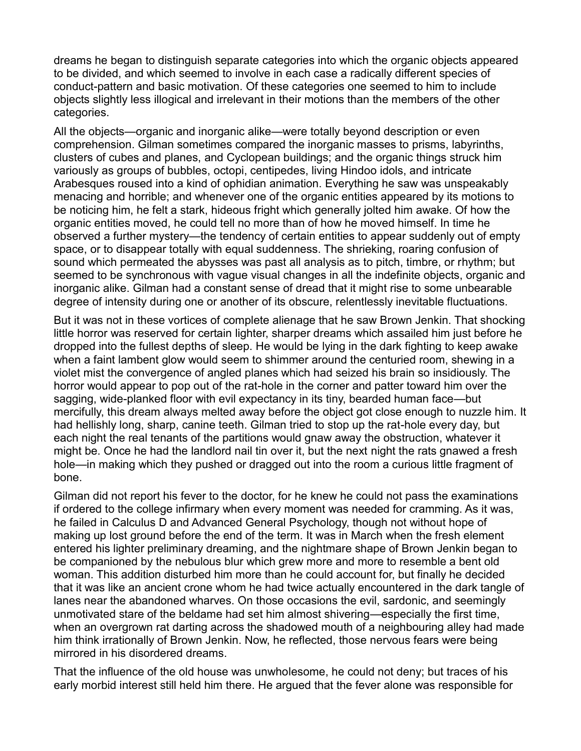dreams he began to distinguish separate categories into which the organic objects appeared to be divided, and which seemed to involve in each case a radically different species of conduct-pattern and basic motivation. Of these categories one seemed to him to include objects slightly less illogical and irrelevant in their motions than the members of the other categories.

All the objects—organic and inorganic alike—were totally beyond description or even comprehension. Gilman sometimes compared the inorganic masses to prisms, labyrinths, clusters of cubes and planes, and Cyclopean buildings; and the organic things struck him variously as groups of bubbles, octopi, centipedes, living Hindoo idols, and intricate Arabesques roused into a kind of ophidian animation. Everything he saw was unspeakably menacing and horrible; and whenever one of the organic entities appeared by its motions to be noticing him, he felt a stark, hideous fright which generally jolted him awake. Of how the organic entities moved, he could tell no more than of how he moved himself. In time he observed a further mystery—the tendency of certain entities to appear suddenly out of empty space, or to disappear totally with equal suddenness. The shrieking, roaring confusion of sound which permeated the abysses was past all analysis as to pitch, timbre, or rhythm; but seemed to be synchronous with vague visual changes in all the indefinite objects, organic and inorganic alike. Gilman had a constant sense of dread that it might rise to some unbearable degree of intensity during one or another of its obscure, relentlessly inevitable fluctuations.

But it was not in these vortices of complete alienage that he saw Brown Jenkin. That shocking little horror was reserved for certain lighter, sharper dreams which assailed him just before he dropped into the fullest depths of sleep. He would be lying in the dark fighting to keep awake when a faint lambent glow would seem to shimmer around the centuried room, shewing in a violet mist the convergence of angled planes which had seized his brain so insidiously. The horror would appear to pop out of the rat-hole in the corner and patter toward him over the sagging, wide-planked floor with evil expectancy in its tiny, bearded human face—but mercifully, this dream always melted away before the object got close enough to nuzzle him. It had hellishly long, sharp, canine teeth. Gilman tried to stop up the rat-hole every day, but each night the real tenants of the partitions would gnaw away the obstruction, whatever it might be. Once he had the landlord nail tin over it, but the next night the rats gnawed a fresh hole—in making which they pushed or dragged out into the room a curious little fragment of bone.

Gilman did not report his fever to the doctor, for he knew he could not pass the examinations if ordered to the college infirmary when every moment was needed for cramming. As it was, he failed in Calculus D and Advanced General Psychology, though not without hope of making up lost ground before the end of the term. It was in March when the fresh element entered his lighter preliminary dreaming, and the nightmare shape of Brown Jenkin began to be companioned by the nebulous blur which grew more and more to resemble a bent old woman. This addition disturbed him more than he could account for, but finally he decided that it was like an ancient crone whom he had twice actually encountered in the dark tangle of lanes near the abandoned wharves. On those occasions the evil, sardonic, and seemingly unmotivated stare of the beldame had set him almost shivering—especially the first time, when an overgrown rat darting across the shadowed mouth of a neighbouring alley had made him think irrationally of Brown Jenkin. Now, he reflected, those nervous fears were being mirrored in his disordered dreams.

That the influence of the old house was unwholesome, he could not deny; but traces of his early morbid interest still held him there. He argued that the fever alone was responsible for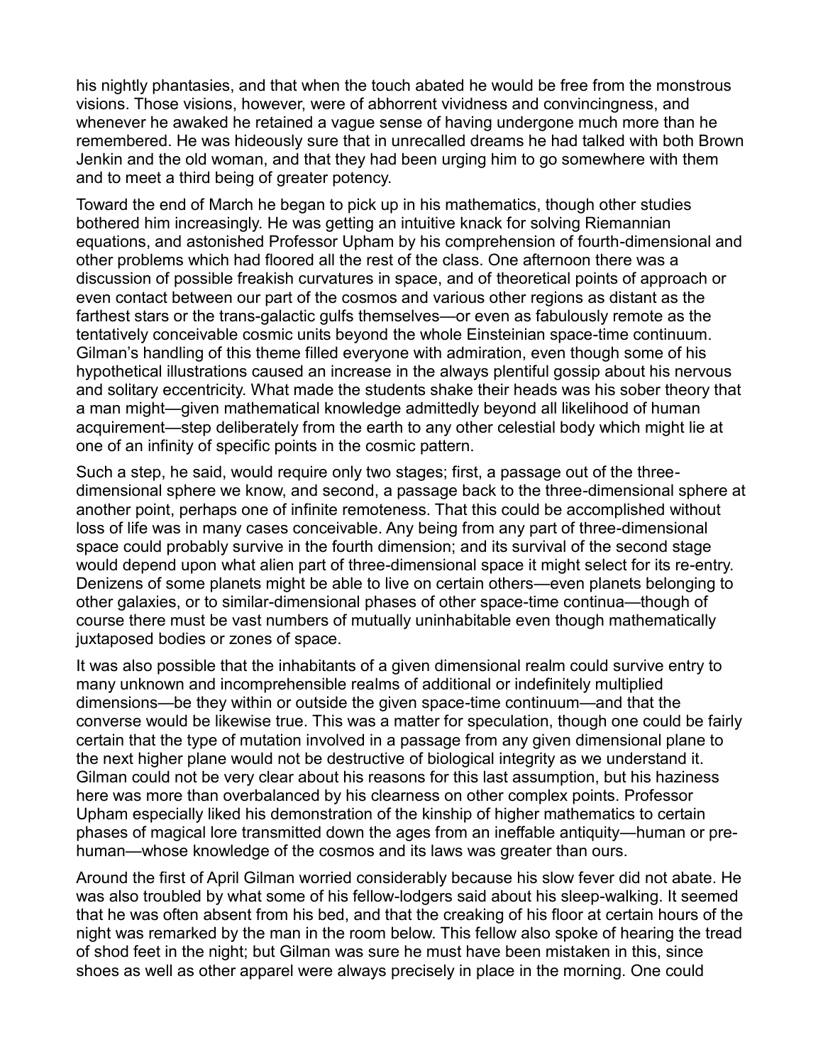his nightly phantasies, and that when the touch abated he would be free from the monstrous visions. Those visions, however, were of abhorrent vividness and convincingness, and whenever he awaked he retained a vague sense of having undergone much more than he remembered. He was hideously sure that in unrecalled dreams he had talked with both Brown Jenkin and the old woman, and that they had been urging him to go somewhere with them and to meet a third being of greater potency.

Toward the end of March he began to pick up in his mathematics, though other studies bothered him increasingly. He was getting an intuitive knack for solving Riemannian equations, and astonished Professor Upham by his comprehension of fourth-dimensional and other problems which had floored all the rest of the class. One afternoon there was a discussion of possible freakish curvatures in space, and of theoretical points of approach or even contact between our part of the cosmos and various other regions as distant as the farthest stars or the trans-galactic gulfs themselves—or even as fabulously remote as the tentatively conceivable cosmic units beyond the whole Einsteinian space-time continuum. Gilman's handling of this theme filled everyone with admiration, even though some of his hypothetical illustrations caused an increase in the always plentiful gossip about his nervous and solitary eccentricity. What made the students shake their heads was his sober theory that a man might—given mathematical knowledge admittedly beyond all likelihood of human acquirement—step deliberately from the earth to any other celestial body which might lie at one of an infinity of specific points in the cosmic pattern.

Such a step, he said, would require only two stages; first, a passage out of the three-dimensional sphere we know, and second, a passage back to the three-dimensional sphere at another point, perhaps one of infinite remoteness. That this could be accomplished without loss of life was in many cases conceivable. Any being from any part of three-dimensional space could probably survive in the fourth dimension; and its survival of the second stage would depend upon what alien part of three-dimensional space it might select for its re-entry. Denizens of some planets might be able to live on certain others—even planets belonging to other galaxies, or to similar-dimensional phases of other space-time continua—though of course there must be vast numbers of mutually uninhabitable even though mathematically juxtaposed bodies or zones of space.

It was also possible that the inhabitants of a given dimensional realm could survive entry to many unknown and incomprehensible realms of additional or indefinitely multiplied dimensions—be they within or outside the given space-time continuum—and that the converse would be likewise true. This was a matter for speculation, though one could be fairly certain that the type of mutation involved in a passage from any given dimensional plane to the next higher plane would not be destructive of biological integrity as we understand it. Gilman could not be very clear about his reasons for this last assumption, but his haziness here was more than overbalanced by his clearness on other complex points. Professor Upham especially liked his demonstration of the kinship of higher mathematics to certain phases of magical lore transmitted down the ages from an ineffable antiquity—human or pre-human—whose knowledge of the cosmos and its laws was greater than ours.

Around the first of April Gilman worried considerably because his slow fever did not abate. He was also troubled by what some of his fellow-lodgers said about his sleep-walking. It seemed that he was often absent from his bed, and that the creaking of his floor at certain hours of the night was remarked by the man in the room below. This fellow also spoke of hearing the tread of shod feet in the night; but Gilman was sure he must have been mistaken in this, since shoes as well as other apparel were always precisely in place in the morning. One could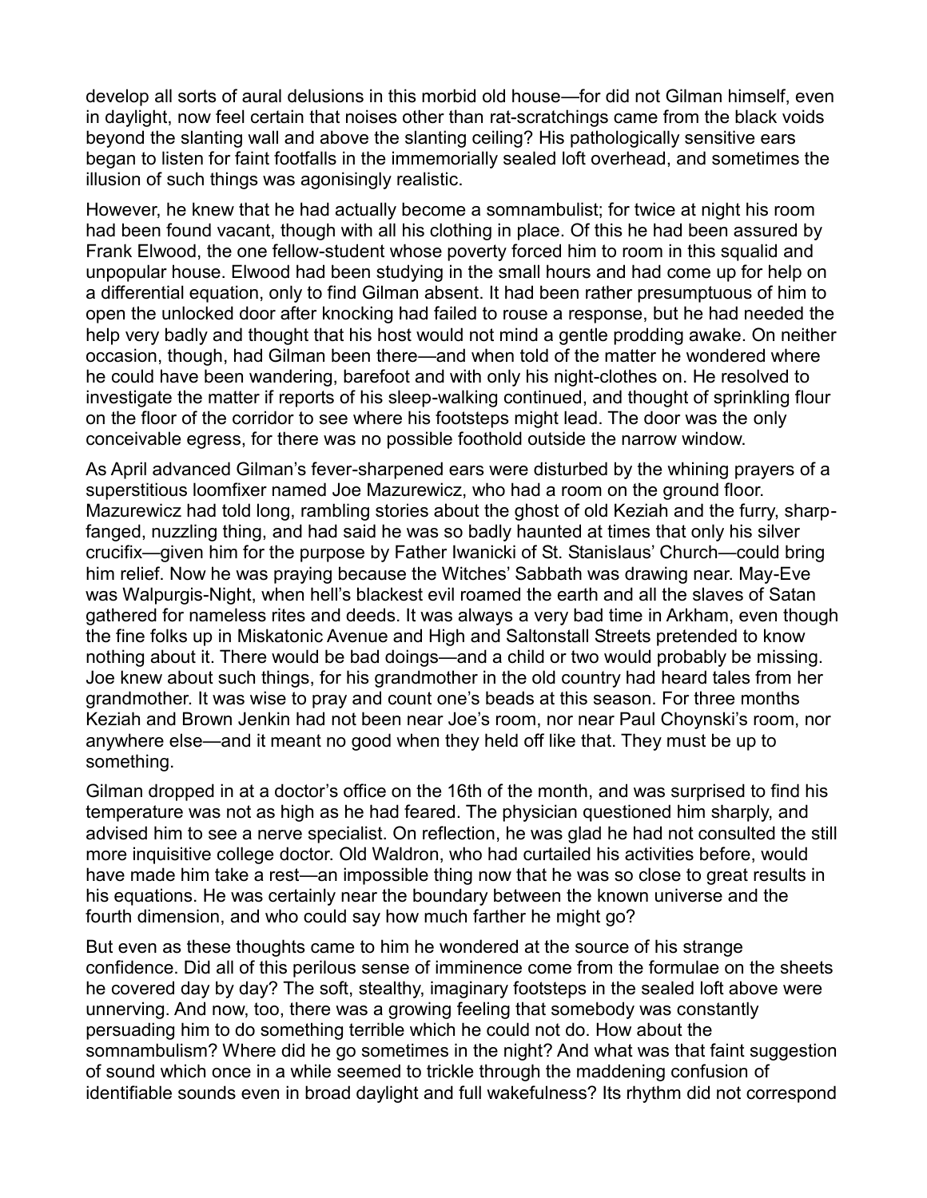develop all sorts of aural delusions in this morbid old house—for did not Gilman himself, even in daylight, now feel certain that noises other than rat-scratchings came from the black voids beyond the slanting wall and above the slanting ceiling? His pathologically sensitive ears began to listen for faint footfalls in the immemorially sealed loft overhead, and sometimes the illusion of such things was agonisingly realistic.

However, he knew that he had actually become a somnambulist; for twice at night his room had been found vacant, though with all his clothing in place. Of this he had been assured by Frank Elwood, the one fellow-student whose poverty forced him to room in this squalid and unpopular house. Elwood had been studying in the small hours and had come up for help on a differential equation, only to find Gilman absent. It had been rather presumptuous of him to open the unlocked door after knocking had failed to rouse a response, but he had needed the help very badly and thought that his host would not mind a gentle prodding awake. On neither occasion, though, had Gilman been there—and when told of the matter he wondered where he could have been wandering, barefoot and with only his night-clothes on. He resolved to investigate the matter if reports of his sleep-walking continued, and thought of sprinkling flour on the floor of the corridor to see where his footsteps might lead. The door was the only conceivable egress, for there was no possible foothold outside the narrow window.

As April advanced Gilman's fever-sharpened ears were disturbed by the whining prayers of a superstitious loomfixer named Joe Mazurewicz, who had a room on the ground floor. Mazurewicz had told long, rambling stories about the ghost of old Keziah and the furry, sharp-fanged, nuzzling thing, and had said he was so badly haunted at times that only his silver crucifix—given him for the purpose by Father Iwanicki of St. Stanislaus' Church—could bring him relief. Now he was praying because the Witches' Sabbath was drawing near. May-Eve was Walpurgis-Night, when hell's blackest evil roamed the earth and all the slaves of Satan gathered for nameless rites and deeds. It was always a very bad time in Arkham, even though the fine folks up in Miskatonic Avenue and High and Saltonstall Streets pretended to know nothing about it. There would be bad doings—and a child or two would probably be missing. Joe knew about such things, for his grandmother in the old country had heard tales from her grandmother. It was wise to pray and count one's beads at this season. For three months Keziah and Brown Jenkin had not been near Joe's room, nor near Paul Choynski's room, nor anywhere else—and it meant no good when they held off like that. They must be up to something.

Gilman dropped in at a doctor's office on the 16th of the month, and was surprised to find his temperature was not as high as he had feared. The physician questioned him sharply, and advised him to see a nerve specialist. On reflection, he was glad he had not consulted the still more inquisitive college doctor. Old Waldron, who had curtailed his activities before, would have made him take a rest—an impossible thing now that he was so close to great results in his equations. He was certainly near the boundary between the known universe and the fourth dimension, and who could say how much farther he might go?

But even as these thoughts came to him he wondered at the source of his strange confidence. Did all of this perilous sense of imminence come from the formulae on the sheets he covered day by day? The soft, stealthy, imaginary footsteps in the sealed loft above were unnerving. And now, too, there was a growing feeling that somebody was constantly persuading him to do something terrible which he could not do. How about the somnambulism? Where did he go sometimes in the night? And what was that faint suggestion of sound which once in a while seemed to trickle through the maddening confusion of identifiable sounds even in broad daylight and full wakefulness? Its rhythm did not correspond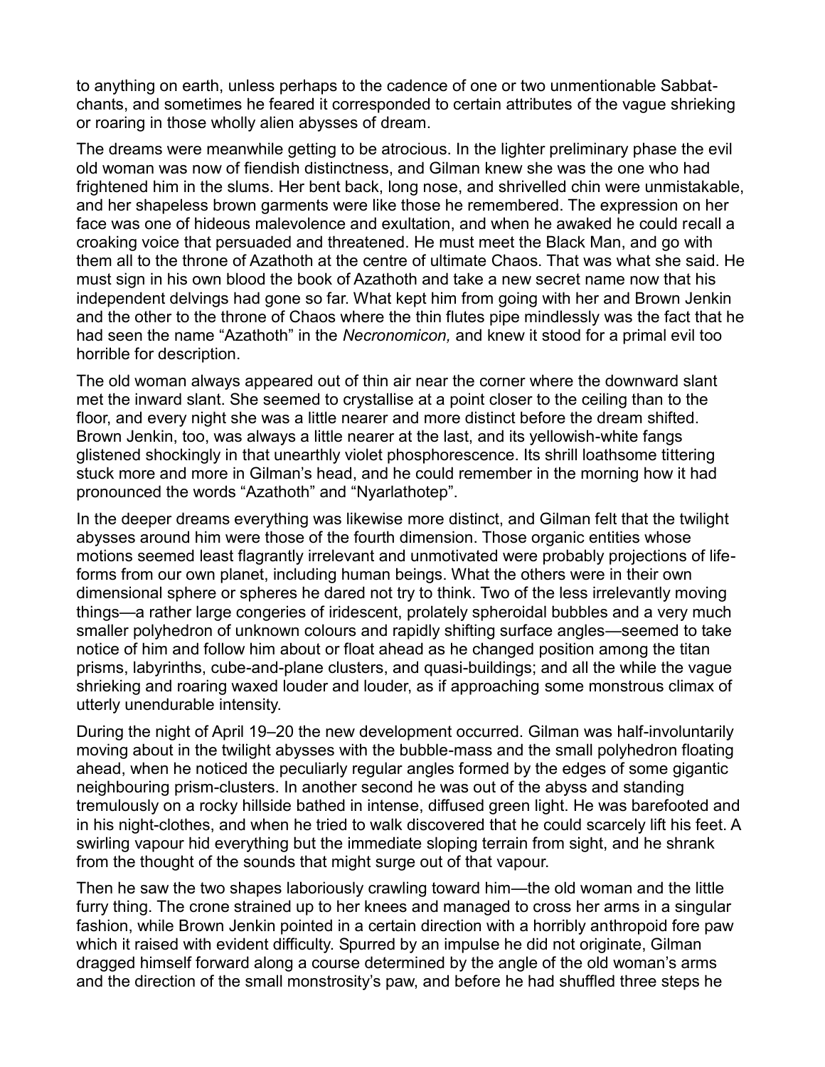to anything on earth, unless perhaps to the cadence of one or two unmentionable Sabbat-chants, and sometimes he feared it corresponded to certain attributes of the vague shrieking or roaring in those wholly alien abysses of dream.

The dreams were meanwhile getting to be atrocious. In the lighter preliminary phase the evil old woman was now of fiendish distinctness, and Gilman knew she was the one who had frightened him in the slums. Her bent back, long nose, and shrivelled chin were unmistakable, and her shapeless brown garments were like those he remembered. The expression on her face was one of hideous malevolence and exultation, and when he awaked he could recall a croaking voice that persuaded and threatened. He must meet the Black Man, and go with them all to the throne of Azathoth at the centre of ultimate Chaos. That was what she said. He must sign in his own blood the book of Azathoth and take a new secret name now that his independent delvings had gone so far. What kept him from going with her and Brown Jenkin and the other to the throne of Chaos where the thin flutes pipe mindlessly was the fact that he had seen the name "Azathoth" in the *Necronomicon,* and knew it stood for a primal evil too horrible for description.

The old woman always appeared out of thin air near the corner where the downward slant met the inward slant. She seemed to crystallise at a point closer to the ceiling than to the floor, and every night she was a little nearer and more distinct before the dream shifted. Brown Jenkin, too, was always a little nearer at the last, and its yellowish-white fangs glistened shockingly in that unearthly violet phosphorescence. Its shrill loathsome tittering stuck more and more in Gilman's head, and he could remember in the morning how it had pronounced the words "Azathoth" and "Nyarlathotep".

In the deeper dreams everything was likewise more distinct, and Gilman felt that the twilight abysses around him were those of the fourth dimension. Those organic entities whose motions seemed least flagrantly irrelevant and unmotivated were probably projections of life-forms from our own planet, including human beings. What the others were in their own dimensional sphere or spheres he dared not try to think. Two of the less irrelevantly moving things—a rather large congeries of iridescent, prolately spheroidal bubbles and a very much smaller polyhedron of unknown colours and rapidly shifting surface angles—seemed to take notice of him and follow him about or float ahead as he changed position among the titan prisms, labyrinths, cube-and-plane clusters, and quasi-buildings; and all the while the vague shrieking and roaring waxed louder and louder, as if approaching some monstrous climax of utterly unendurable intensity.

During the night of April 19–20 the new development occurred. Gilman was half-involuntarily moving about in the twilight abysses with the bubble-mass and the small polyhedron floating ahead, when he noticed the peculiarly regular angles formed by the edges of some gigantic neighbouring prism-clusters. In another second he was out of the abyss and standing tremulously on a rocky hillside bathed in intense, diffused green light. He was barefooted and in his night-clothes, and when he tried to walk discovered that he could scarcely lift his feet. A swirling vapour hid everything but the immediate sloping terrain from sight, and he shrank from the thought of the sounds that might surge out of that vapour.

Then he saw the two shapes laboriously crawling toward him—the old woman and the little furry thing. The crone strained up to her knees and managed to cross her arms in a singular fashion, while Brown Jenkin pointed in a certain direction with a horribly anthropoid fore paw which it raised with evident difficulty. Spurred by an impulse he did not originate, Gilman dragged himself forward along a course determined by the angle of the old woman's arms and the direction of the small monstrosity's paw, and before he had shuffled three steps he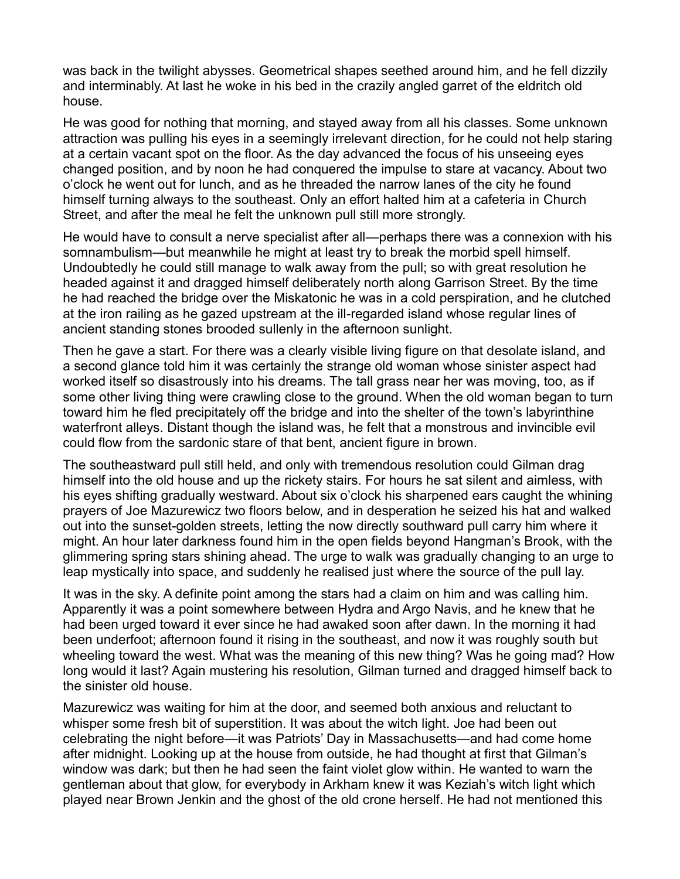was back in the twilight abysses. Geometrical shapes seethed around him, and he fell dizzily and interminably. At last he woke in his bed in the crazily angled garret of the eldritch old house.

He was good for nothing that morning, and stayed away from all his classes. Some unknown attraction was pulling his eyes in a seemingly irrelevant direction, for he could not help staring at a certain vacant spot on the floor. As the day advanced the focus of his unseeing eyes changed position, and by noon he had conquered the impulse to stare at vacancy. About two o'clock he went out for lunch, and as he threaded the narrow lanes of the city he found himself turning always to the southeast. Only an effort halted him at a cafeteria in Church Street, and after the meal he felt the unknown pull still more strongly.

He would have to consult a nerve specialist after all—perhaps there was a connexion with his somnambulism—but meanwhile he might at least try to break the morbid spell himself. Undoubtedly he could still manage to walk away from the pull; so with great resolution he headed against it and dragged himself deliberately north along Garrison Street. By the time he had reached the bridge over the Miskatonic he was in a cold perspiration, and he clutched at the iron railing as he gazed upstream at the ill-regarded island whose regular lines of ancient standing stones brooded sullenly in the afternoon sunlight.

Then he gave a start. For there was a clearly visible living figure on that desolate island, and a second glance told him it was certainly the strange old woman whose sinister aspect had worked itself so disastrously into his dreams. The tall grass near her was moving, too, as if some other living thing were crawling close to the ground. When the old woman began to turn toward him he fled precipitately off the bridge and into the shelter of the town's labyrinthine waterfront alleys. Distant though the island was, he felt that a monstrous and invincible evil could flow from the sardonic stare of that bent, ancient figure in brown.

The southeastward pull still held, and only with tremendous resolution could Gilman drag himself into the old house and up the rickety stairs. For hours he sat silent and aimless, with his eyes shifting gradually westward. About six o'clock his sharpened ears caught the whining prayers of Joe Mazurewicz two floors below, and in desperation he seized his hat and walked out into the sunset-golden streets, letting the now directly southward pull carry him where it might. An hour later darkness found him in the open fields beyond Hangman's Brook, with the glimmering spring stars shining ahead. The urge to walk was gradually changing to an urge to leap mystically into space, and suddenly he realised just where the source of the pull lay.

It was in the sky. A definite point among the stars had a claim on him and was calling him. Apparently it was a point somewhere between Hydra and Argo Navis, and he knew that he had been urged toward it ever since he had awaked soon after dawn. In the morning it had been underfoot; afternoon found it rising in the southeast, and now it was roughly south but wheeling toward the west. What was the meaning of this new thing? Was he going mad? How long would it last? Again mustering his resolution, Gilman turned and dragged himself back to the sinister old house.

Mazurewicz was waiting for him at the door, and seemed both anxious and reluctant to whisper some fresh bit of superstition. It was about the witch light. Joe had been out celebrating the night before—it was Patriots' Day in Massachusetts—and had come home after midnight. Looking up at the house from outside, he had thought at first that Gilman's window was dark; but then he had seen the faint violet glow within. He wanted to warn the gentleman about that glow, for everybody in Arkham knew it was Keziah's witch light which played near Brown Jenkin and the ghost of the old crone herself. He had not mentioned this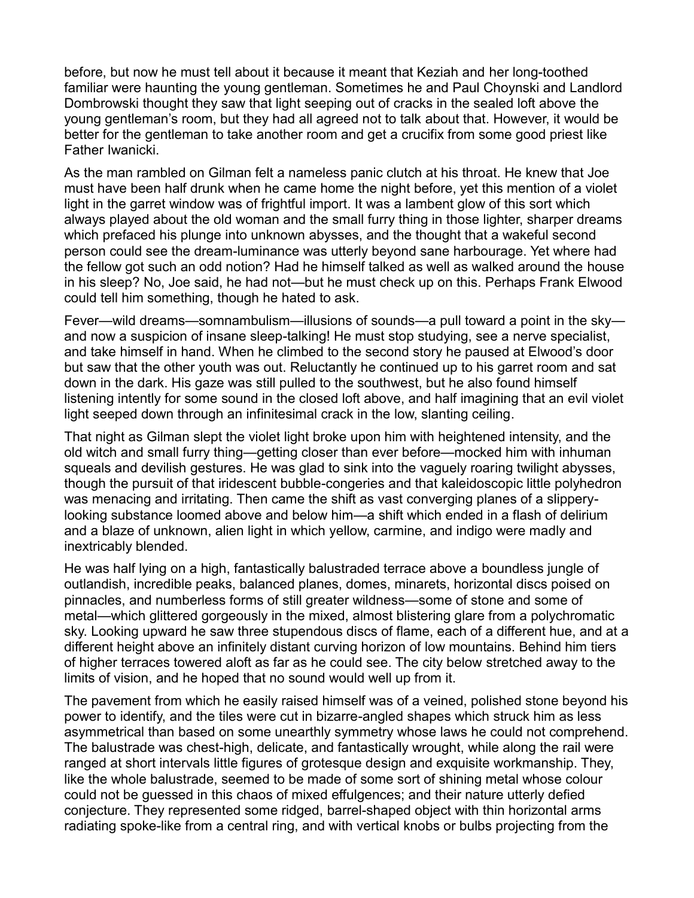before, but now he must tell about it because it meant that Keziah and her long-toothed familiar were haunting the young gentleman. Sometimes he and Paul Choynski and Landlord Dombrowski thought they saw that light seeping out of cracks in the sealed loft above the young gentleman's room, but they had all agreed not to talk about that. However, it would be better for the gentleman to take another room and get a crucifix from some good priest like Father Iwanicki.

As the man rambled on Gilman felt a nameless panic clutch at his throat. He knew that Joe must have been half drunk when he came home the night before, yet this mention of a violet light in the garret window was of frightful import. It was a lambent glow of this sort which always played about the old woman and the small furry thing in those lighter, sharper dreams which prefaced his plunge into unknown abysses, and the thought that a wakeful second person could see the dream-luminance was utterly beyond sane harbourage. Yet where had the fellow got such an odd notion? Had he himself talked as well as walked around the house in his sleep? No, Joe said, he had not—but he must check up on this. Perhaps Frank Elwood could tell him something, though he hated to ask.

Fever—wild dreams—somnambulism—illusions of sounds—a pull toward a point in the sky—and now a suspicion of insane sleep-talking! He must stop studying, see a nerve specialist, and take himself in hand. When he climbed to the second story he paused at Elwood's door but saw that the other youth was out. Reluctantly he continued up to his garret room and sat down in the dark. His gaze was still pulled to the southwest, but he also found himself listening intently for some sound in the closed loft above, and half imagining that an evil violet light seeped down through an infinitesimal crack in the low, slanting ceiling.

That night as Gilman slept the violet light broke upon him with heightened intensity, and the old witch and small furry thing—getting closer than ever before—mocked him with inhuman squeals and devilish gestures. He was glad to sink into the vaguely roaring twilight abysses, though the pursuit of that iridescent bubble-congeries and that kaleidoscopic little polyhedron was menacing and irritating. Then came the shift as vast converging planes of a slippery-looking substance loomed above and below him—a shift which ended in a flash of delirium and a blaze of unknown, alien light in which yellow, carmine, and indigo were madly and inextricably blended.

He was half lying on a high, fantastically balustraded terrace above a boundless jungle of outlandish, incredible peaks, balanced planes, domes, minarets, horizontal discs poised on pinnacles, and numberless forms of still greater wildness—some of stone and some of metal—which glittered gorgeously in the mixed, almost blistering glare from a polychromatic sky. Looking upward he saw three stupendous discs of flame, each of a different hue, and at a different height above an infinitely distant curving horizon of low mountains. Behind him tiers of higher terraces towered aloft as far as he could see. The city below stretched away to the limits of vision, and he hoped that no sound would well up from it.

The pavement from which he easily raised himself was of a veined, polished stone beyond his power to identify, and the tiles were cut in bizarre-angled shapes which struck him as less asymmetrical than based on some unearthly symmetry whose laws he could not comprehend. The balustrade was chest-high, delicate, and fantastically wrought, while along the rail were ranged at short intervals little figures of grotesque design and exquisite workmanship. They, like the whole balustrade, seemed to be made of some sort of shining metal whose colour could not be guessed in this chaos of mixed effulgences; and their nature utterly defied conjecture. They represented some ridged, barrel-shaped object with thin horizontal arms radiating spoke-like from a central ring, and with vertical knobs or bulbs projecting from the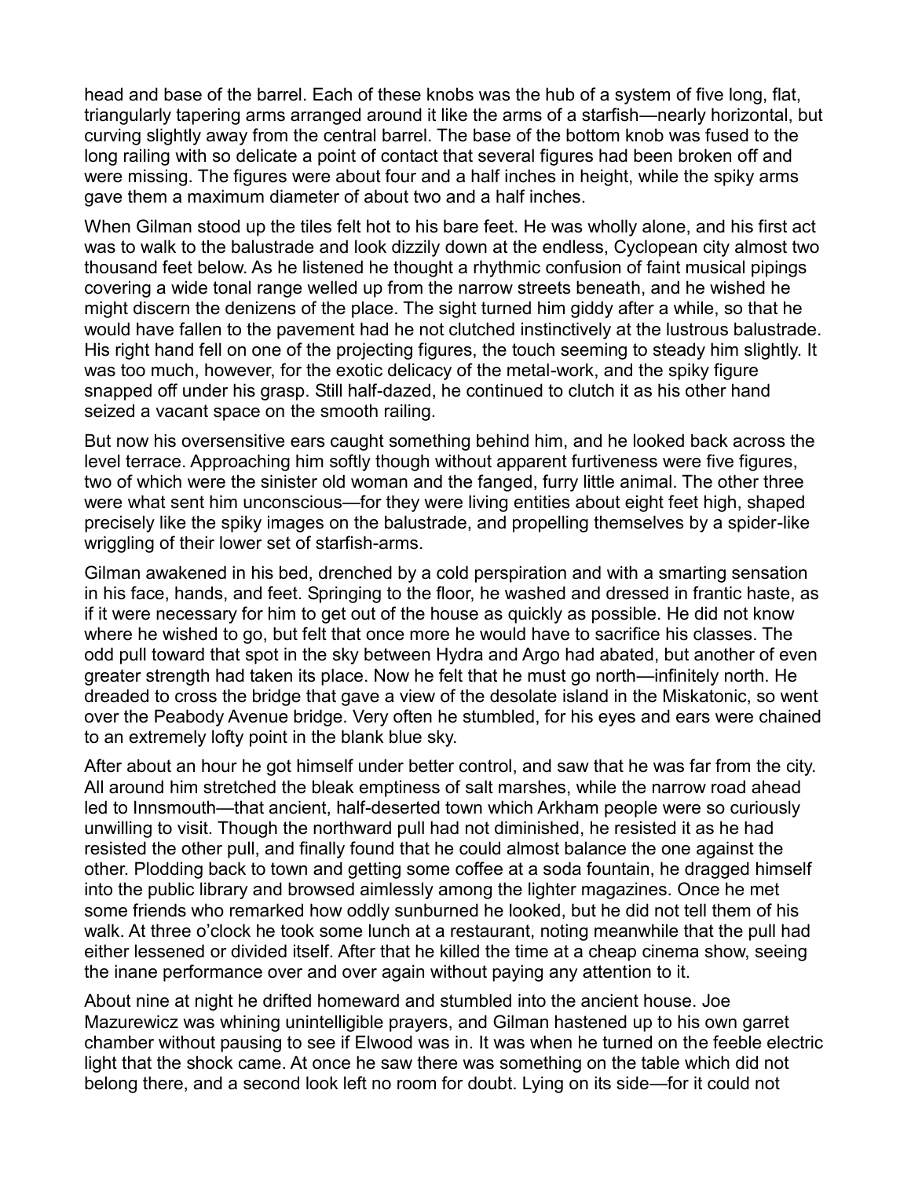head and base of the barrel. Each of these knobs was the hub of a system of five long, flat, triangularly tapering arms arranged around it like the arms of a starfish—nearly horizontal, but curving slightly away from the central barrel. The base of the bottom knob was fused to the long railing with so delicate a point of contact that several figures had been broken off and were missing. The figures were about four and a half inches in height, while the spiky arms gave them a maximum diameter of about two and a half inches.

When Gilman stood up the tiles felt hot to his bare feet. He was wholly alone, and his first act was to walk to the balustrade and look dizzily down at the endless, Cyclopean city almost two thousand feet below. As he listened he thought a rhythmic confusion of faint musical pipings covering a wide tonal range welled up from the narrow streets beneath, and he wished he might discern the denizens of the place. The sight turned him giddy after a while, so that he would have fallen to the pavement had he not clutched instinctively at the lustrous balustrade. His right hand fell on one of the projecting figures, the touch seeming to steady him slightly. It was too much, however, for the exotic delicacy of the metal-work, and the spiky figure snapped off under his grasp. Still half-dazed, he continued to clutch it as his other hand seized a vacant space on the smooth railing.

But now his oversensitive ears caught something behind him, and he looked back across the level terrace. Approaching him softly though without apparent furtiveness were five figures, two of which were the sinister old woman and the fanged, furry little animal. The other three were what sent him unconscious—for they were living entities about eight feet high, shaped precisely like the spiky images on the balustrade, and propelling themselves by a spider-like wriggling of their lower set of starfish-arms.

Gilman awakened in his bed, drenched by a cold perspiration and with a smarting sensation in his face, hands, and feet. Springing to the floor, he washed and dressed in frantic haste, as if it were necessary for him to get out of the house as quickly as possible. He did not know where he wished to go, but felt that once more he would have to sacrifice his classes. The odd pull toward that spot in the sky between Hydra and Argo had abated, but another of even greater strength had taken its place. Now he felt that he must go north—infinitely north. He dreaded to cross the bridge that gave a view of the desolate island in the Miskatonic, so went over the Peabody Avenue bridge. Very often he stumbled, for his eyes and ears were chained to an extremely lofty point in the blank blue sky.

After about an hour he got himself under better control, and saw that he was far from the city. All around him stretched the bleak emptiness of salt marshes, while the narrow road ahead led to Innsmouth—that ancient, half-deserted town which Arkham people were so curiously unwilling to visit. Though the northward pull had not diminished, he resisted it as he had resisted the other pull, and finally found that he could almost balance the one against the other. Plodding back to town and getting some coffee at a soda fountain, he dragged himself into the public library and browsed aimlessly among the lighter magazines. Once he met some friends who remarked how oddly sunburned he looked, but he did not tell them of his walk. At three o'clock he took some lunch at a restaurant, noting meanwhile that the pull had either lessened or divided itself. After that he killed the time at a cheap cinema show, seeing the inane performance over and over again without paying any attention to it.

About nine at night he drifted homeward and stumbled into the ancient house. Joe Mazurewicz was whining unintelligible prayers, and Gilman hastened up to his own garret chamber without pausing to see if Elwood was in. It was when he turned on the feeble electric light that the shock came. At once he saw there was something on the table which did not belong there, and a second look left no room for doubt. Lying on its side—for it could not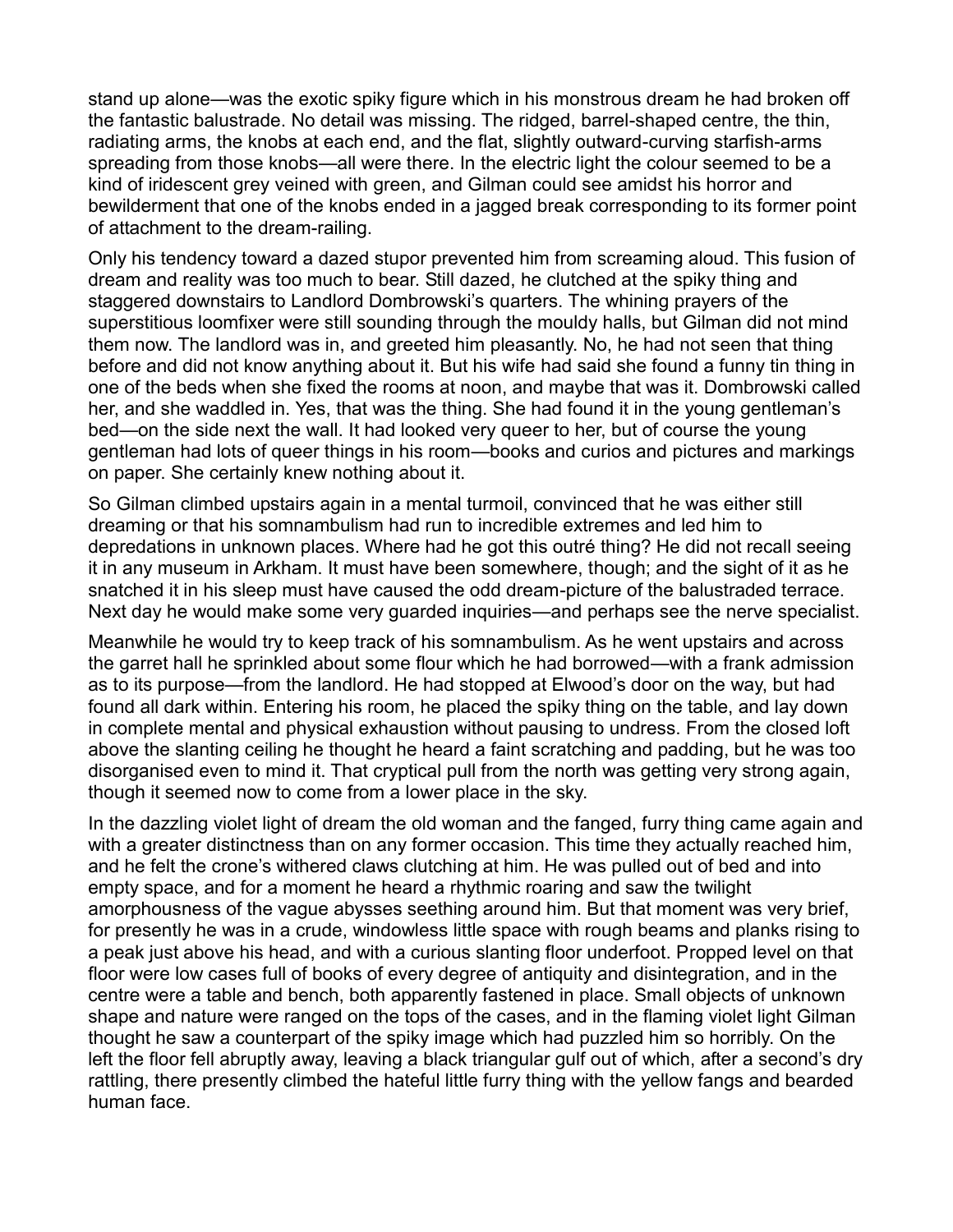stand up alone—was the exotic spiky figure which in his monstrous dream he had broken off the fantastic balustrade. No detail was missing. The ridged, barrel-shaped centre, the thin, radiating arms, the knobs at each end, and the flat, slightly outward-curving starfish-arms spreading from those knobs—all were there. In the electric light the colour seemed to be a kind of iridescent grey veined with green, and Gilman could see amidst his horror and bewilderment that one of the knobs ended in a jagged break corresponding to its former point of attachment to the dream-railing.

Only his tendency toward a dazed stupor prevented him from screaming aloud. This fusion of dream and reality was too much to bear. Still dazed, he clutched at the spiky thing and staggered downstairs to Landlord Dombrowski's quarters. The whining prayers of the superstitious loomfixer were still sounding through the mouldy halls, but Gilman did not mind them now. The landlord was in, and greeted him pleasantly. No, he had not seen that thing before and did not know anything about it. But his wife had said she found a funny tin thing in one of the beds when she fixed the rooms at noon, and maybe that was it. Dombrowski called her, and she waddled in. Yes, that was the thing. She had found it in the young gentleman's bed—on the side next the wall. It had looked very queer to her, but of course the young gentleman had lots of queer things in his room—books and curios and pictures and markings on paper. She certainly knew nothing about it.

So Gilman climbed upstairs again in a mental turmoil, convinced that he was either still dreaming or that his somnambulism had run to incredible extremes and led him to depredations in unknown places. Where had he got this outré thing? He did not recall seeing it in any museum in Arkham. It must have been somewhere, though; and the sight of it as he snatched it in his sleep must have caused the odd dream-picture of the balustraded terrace. Next day he would make some very guarded inquiries—and perhaps see the nerve specialist.

Meanwhile he would try to keep track of his somnambulism. As he went upstairs and across the garret hall he sprinkled about some flour which he had borrowed—with a frank admission as to its purpose—from the landlord. He had stopped at Elwood's door on the way, but had found all dark within. Entering his room, he placed the spiky thing on the table, and lay down in complete mental and physical exhaustion without pausing to undress. From the closed loft above the slanting ceiling he thought he heard a faint scratching and padding, but he was too disorganised even to mind it. That cryptical pull from the north was getting very strong again, though it seemed now to come from a lower place in the sky.

In the dazzling violet light of dream the old woman and the fanged, furry thing came again and with a greater distinctness than on any former occasion. This time they actually reached him, and he felt the crone's withered claws clutching at him. He was pulled out of bed and into empty space, and for a moment he heard a rhythmic roaring and saw the twilight amorphousness of the vague abysses seething around him. But that moment was very brief, for presently he was in a crude, windowless little space with rough beams and planks rising to a peak just above his head, and with a curious slanting floor underfoot. Propped level on that floor were low cases full of books of every degree of antiquity and disintegration, and in the centre were a table and bench, both apparently fastened in place. Small objects of unknown shape and nature were ranged on the tops of the cases, and in the flaming violet light Gilman thought he saw a counterpart of the spiky image which had puzzled him so horribly. On the left the floor fell abruptly away, leaving a black triangular gulf out of which, after a second's dry rattling, there presently climbed the hateful little furry thing with the yellow fangs and bearded human face.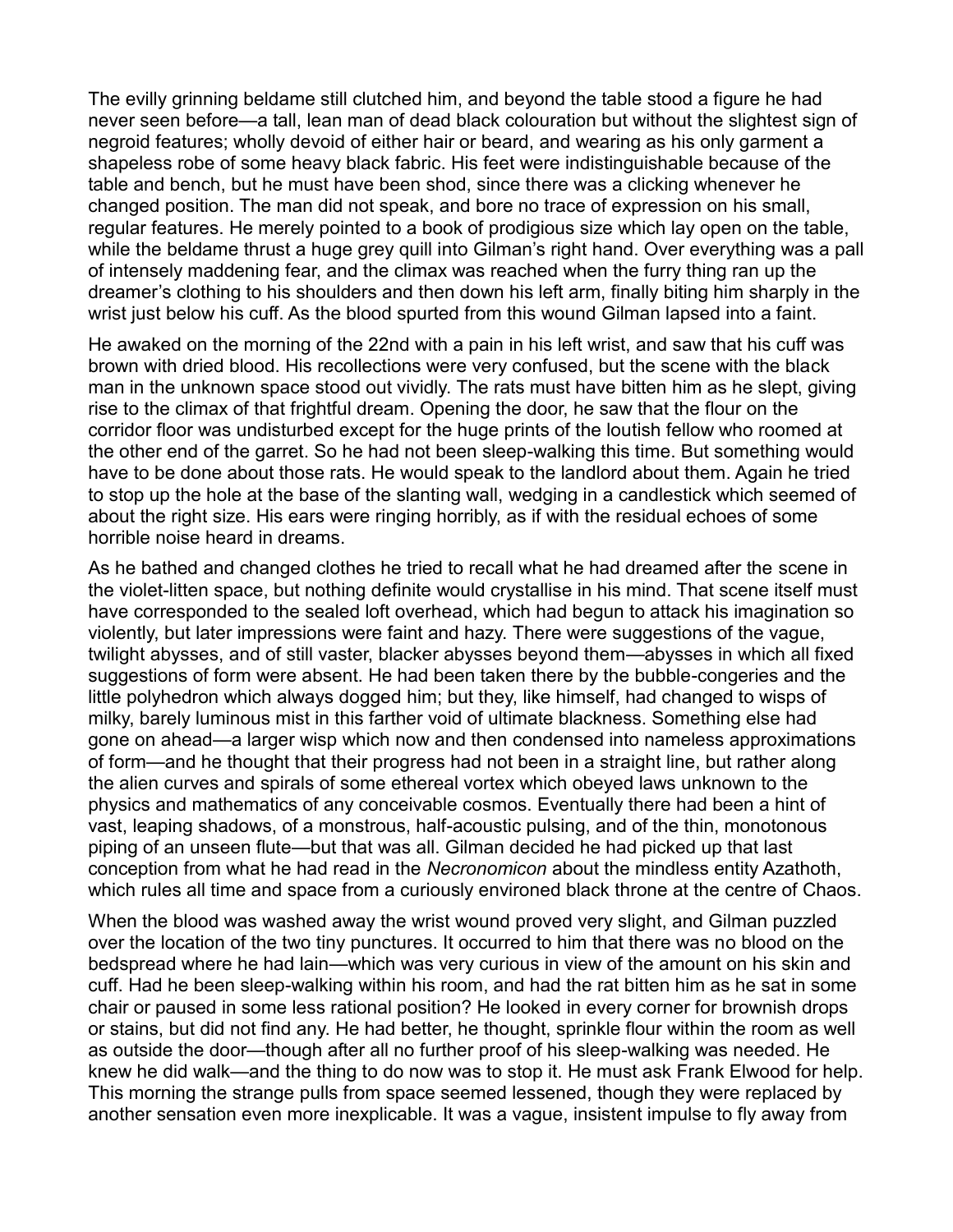The evilly grinning beldame still clutched him, and beyond the table stood a figure he had never seen before—a tall, lean man of dead black colouration but without the slightest sign of negroid features; wholly devoid of either hair or beard, and wearing as his only garment a shapeless robe of some heavy black fabric. His feet were indistinguishable because of the table and bench, but he must have been shod, since there was a clicking whenever he changed position. The man did not speak, and bore no trace of expression on his small, regular features. He merely pointed to a book of prodigious size which lay open on the table, while the beldame thrust a huge grey quill into Gilman's right hand. Over everything was a pall of intensely maddening fear, and the climax was reached when the furry thing ran up the dreamer's clothing to his shoulders and then down his left arm, finally biting him sharply in the wrist just below his cuff. As the blood spurted from this wound Gilman lapsed into a faint.

He awaked on the morning of the 22nd with a pain in his left wrist, and saw that his cuff was brown with dried blood. His recollections were very confused, but the scene with the black man in the unknown space stood out vividly. The rats must have bitten him as he slept, giving rise to the climax of that frightful dream. Opening the door, he saw that the flour on the corridor floor was undisturbed except for the huge prints of the loutish fellow who roomed at the other end of the garret. So he had not been sleep-walking this time. But something would have to be done about those rats. He would speak to the landlord about them. Again he tried to stop up the hole at the base of the slanting wall, wedging in a candlestick which seemed of about the right size. His ears were ringing horribly, as if with the residual echoes of some horrible noise heard in dreams.

As he bathed and changed clothes he tried to recall what he had dreamed after the scene in the violet-litten space, but nothing definite would crystallise in his mind. That scene itself must have corresponded to the sealed loft overhead, which had begun to attack his imagination so violently, but later impressions were faint and hazy. There were suggestions of the vague, twilight abysses, and of still vaster, blacker abysses beyond them—abysses in which all fixed suggestions of form were absent. He had been taken there by the bubble-congeries and the little polyhedron which always dogged him; but they, like himself, had changed to wisps of milky, barely luminous mist in this farther void of ultimate blackness. Something else had gone on ahead—a larger wisp which now and then condensed into nameless approximations of form—and he thought that their progress had not been in a straight line, but rather along the alien curves and spirals of some ethereal vortex which obeyed laws unknown to the physics and mathematics of any conceivable cosmos. Eventually there had been a hint of vast, leaping shadows, of a monstrous, half-acoustic pulsing, and of the thin, monotonous piping of an unseen flute—but that was all. Gilman decided he had picked up that last conception from what he had read in the *Necronomicon* about the mindless entity Azathoth, which rules all time and space from a curiously environed black throne at the centre of Chaos.

When the blood was washed away the wrist wound proved very slight, and Gilman puzzled over the location of the two tiny punctures. It occurred to him that there was no blood on the bedspread where he had lain—which was very curious in view of the amount on his skin and cuff. Had he been sleep-walking within his room, and had the rat bitten him as he sat in some chair or paused in some less rational position? He looked in every corner for brownish drops or stains, but did not find any. He had better, he thought, sprinkle flour within the room as well as outside the door—though after all no further proof of his sleep-walking was needed. He knew he did walk—and the thing to do now was to stop it. He must ask Frank Elwood for help. This morning the strange pulls from space seemed lessened, though they were replaced by another sensation even more inexplicable. It was a vague, insistent impulse to fly away from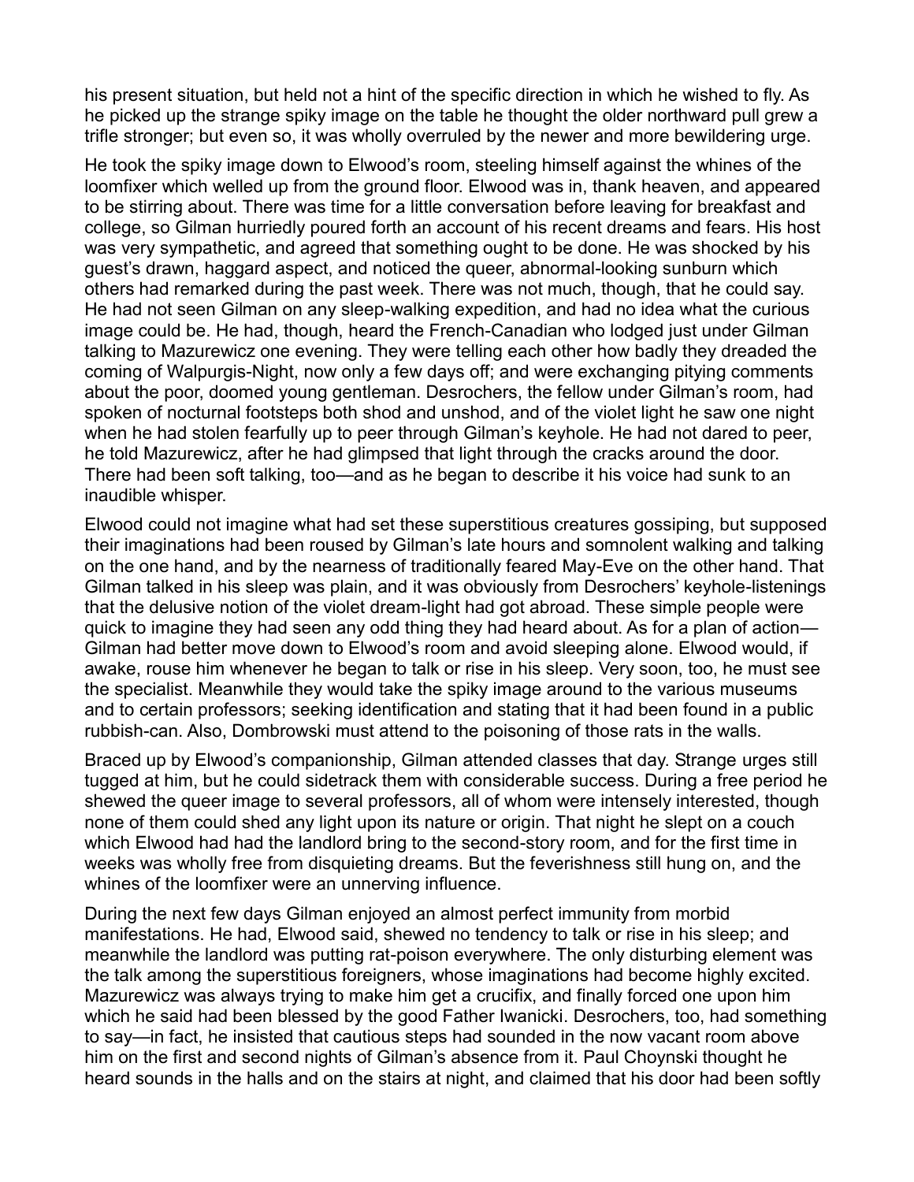his present situation, but held not a hint of the specific direction in which he wished to fly. As he picked up the strange spiky image on the table he thought the older northward pull grew a trifle stronger; but even so, it was wholly overruled by the newer and more bewildering urge.

He took the spiky image down to Elwood's room, steeling himself against the whines of the loomfixer which welled up from the ground floor. Elwood was in, thank heaven, and appeared to be stirring about. There was time for a little conversation before leaving for breakfast and college, so Gilman hurriedly poured forth an account of his recent dreams and fears. His host was very sympathetic, and agreed that something ought to be done. He was shocked by his guest's drawn, haggard aspect, and noticed the queer, abnormal-looking sunburn which others had remarked during the past week. There was not much, though, that he could say. He had not seen Gilman on any sleep-walking expedition, and had no idea what the curious image could be. He had, though, heard the French-Canadian who lodged just under Gilman talking to Mazurewicz one evening. They were telling each other how badly they dreaded the coming of Walpurgis-Night, now only a few days off; and were exchanging pitying comments about the poor, doomed young gentleman. Desrochers, the fellow under Gilman's room, had spoken of nocturnal footsteps both shod and unshod, and of the violet light he saw one night when he had stolen fearfully up to peer through Gilman's keyhole. He had not dared to peer, he told Mazurewicz, after he had glimpsed that light through the cracks around the door. There had been soft talking, too—and as he began to describe it his voice had sunk to an inaudible whisper.

Elwood could not imagine what had set these superstitious creatures gossiping, but supposed their imaginations had been roused by Gilman's late hours and somnolent walking and talking on the one hand, and by the nearness of traditionally feared May-Eve on the other hand. That Gilman talked in his sleep was plain, and it was obviously from Desrochers' keyhole-listenings that the delusive notion of the violet dream-light had got abroad. These simple people were quick to imagine they had seen any odd thing they had heard about. As for a plan of action—Gilman had better move down to Elwood's room and avoid sleeping alone. Elwood would, if awake, rouse him whenever he began to talk or rise in his sleep. Very soon, too, he must see the specialist. Meanwhile they would take the spiky image around to the various museums and to certain professors; seeking identification and stating that it had been found in a public rubbish-can. Also, Dombrowski must attend to the poisoning of those rats in the walls.

Braced up by Elwood's companionship, Gilman attended classes that day. Strange urges still tugged at him, but he could sidetrack them with considerable success. During a free period he shewed the queer image to several professors, all of whom were intensely interested, though none of them could shed any light upon its nature or origin. That night he slept on a couch which Elwood had had the landlord bring to the second-story room, and for the first time in weeks was wholly free from disquieting dreams. But the feverishness still hung on, and the whines of the loomfixer were an unnerving influence.

During the next few days Gilman enjoyed an almost perfect immunity from morbid manifestations. He had, Elwood said, shewed no tendency to talk or rise in his sleep; and meanwhile the landlord was putting rat-poison everywhere. The only disturbing element was the talk among the superstitious foreigners, whose imaginations had become highly excited. Mazurewicz was always trying to make him get a crucifix, and finally forced one upon him which he said had been blessed by the good Father Iwanicki. Desrochers, too, had something to say—in fact, he insisted that cautious steps had sounded in the now vacant room above him on the first and second nights of Gilman's absence from it. Paul Choynski thought he heard sounds in the halls and on the stairs at night, and claimed that his door had been softly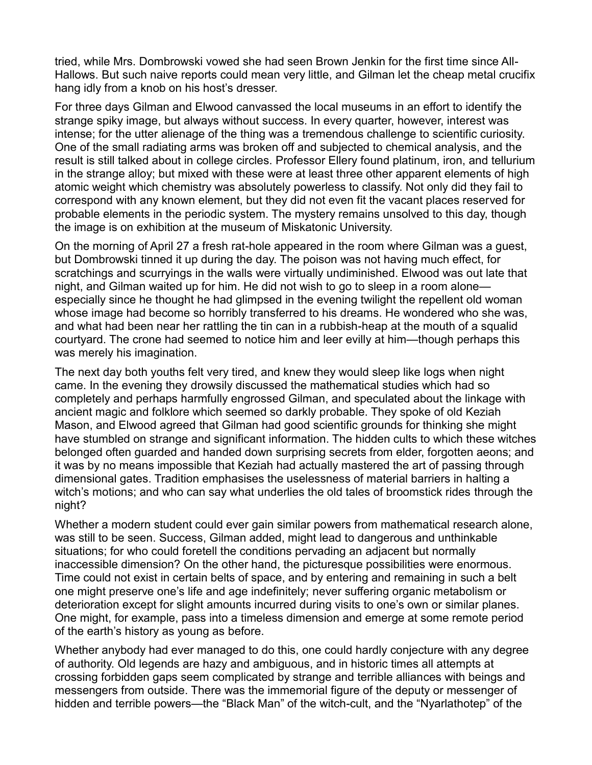tried, while Mrs. Dombrowski vowed she had seen Brown Jenkin for the first time since All-Hallows. But such naive reports could mean very little, and Gilman let the cheap metal crucifix hang idly from a knob on his host's dresser.

For three days Gilman and Elwood canvassed the local museums in an effort to identify the strange spiky image, but always without success. In every quarter, however, interest was intense; for the utter alienage of the thing was a tremendous challenge to scientific curiosity. One of the small radiating arms was broken off and subjected to chemical analysis, and the result is still talked about in college circles. Professor Ellery found platinum, iron, and tellurium in the strange alloy; but mixed with these were at least three other apparent elements of high atomic weight which chemistry was absolutely powerless to classify. Not only did they fail to correspond with any known element, but they did not even fit the vacant places reserved for probable elements in the periodic system. The mystery remains unsolved to this day, though the image is on exhibition at the museum of Miskatonic University.

On the morning of April 27 a fresh rat-hole appeared in the room where Gilman was a guest, but Dombrowski tinned it up during the day. The poison was not having much effect, for scratchings and scurryings in the walls were virtually undiminished. Elwood was out late that night, and Gilman waited up for him. He did not wish to go to sleep in a room alone—especially since he thought he had glimpsed in the evening twilight the repellent old woman whose image had become so horribly transferred to his dreams. He wondered who she was, and what had been near her rattling the tin can in a rubbish-heap at the mouth of a squalid courtyard. The crone had seemed to notice him and leer evilly at him—though perhaps this was merely his imagination.

The next day both youths felt very tired, and knew they would sleep like logs when night came. In the evening they drowsily discussed the mathematical studies which had so completely and perhaps harmfully engrossed Gilman, and speculated about the linkage with ancient magic and folklore which seemed so darkly probable. They spoke of old Keziah Mason, and Elwood agreed that Gilman had good scientific grounds for thinking she might have stumbled on strange and significant information. The hidden cults to which these witches belonged often guarded and handed down surprising secrets from elder, forgotten aeons; and it was by no means impossible that Keziah had actually mastered the art of passing through dimensional gates. Tradition emphasises the uselessness of material barriers in halting a witch's motions; and who can say what underlies the old tales of broomstick rides through the night?

Whether a modern student could ever gain similar powers from mathematical research alone, was still to be seen. Success, Gilman added, might lead to dangerous and unthinkable situations; for who could foretell the conditions pervading an adjacent but normally inaccessible dimension? On the other hand, the picturesque possibilities were enormous. Time could not exist in certain belts of space, and by entering and remaining in such a belt one might preserve one's life and age indefinitely; never suffering organic metabolism or deterioration except for slight amounts incurred during visits to one's own or similar planes. One might, for example, pass into a timeless dimension and emerge at some remote period of the earth's history as young as before.

Whether anybody had ever managed to do this, one could hardly conjecture with any degree of authority. Old legends are hazy and ambiguous, and in historic times all attempts at crossing forbidden gaps seem complicated by strange and terrible alliances with beings and messengers from outside. There was the immemorial figure of the deputy or messenger of hidden and terrible powers—the "Black Man" of the witch-cult, and the "Nyarlathotep" of the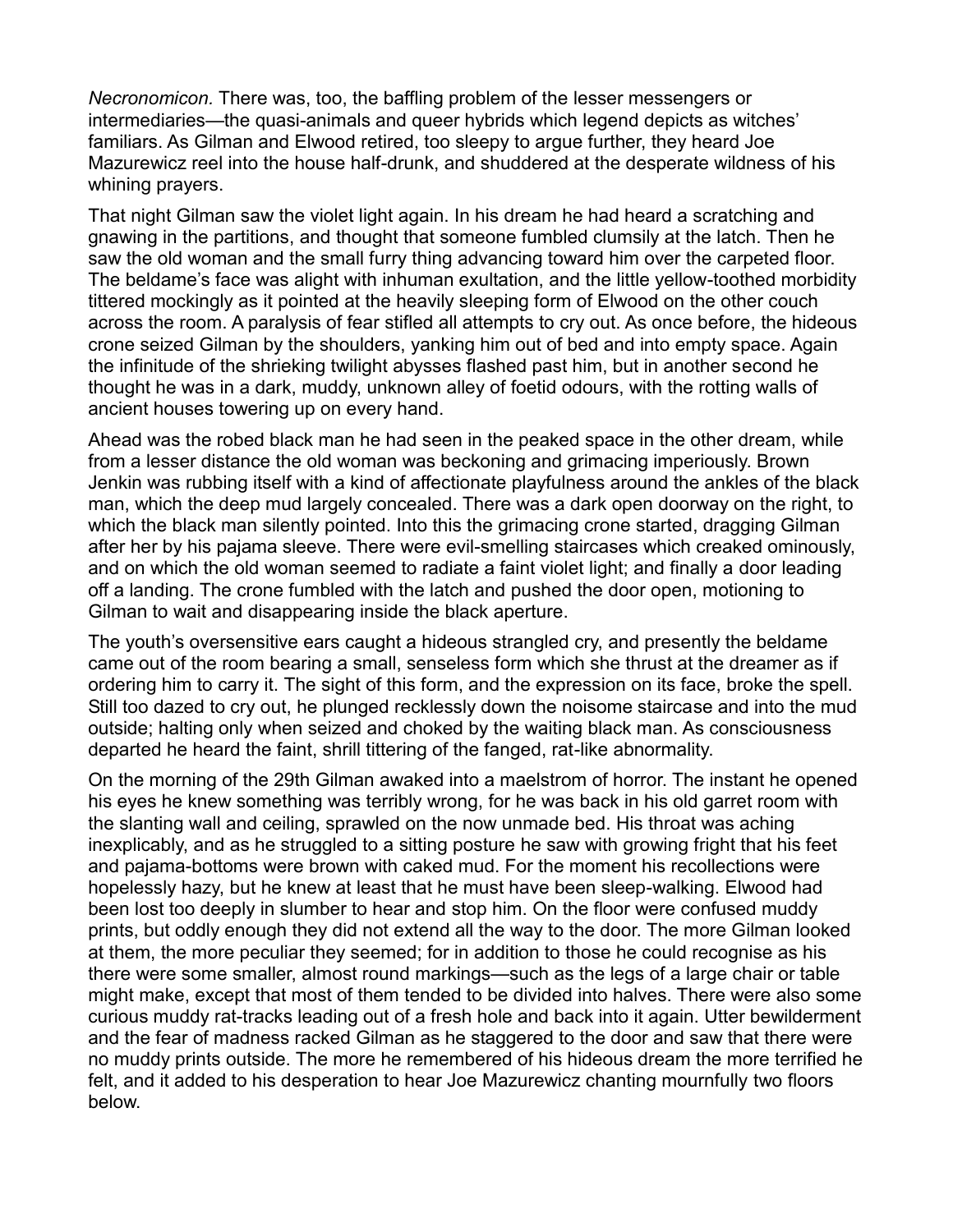*Necronomicon.* There was, too, the baffling problem of the lesser messengers or intermediaries—the quasi-animals and queer hybrids which legend depicts as witches' familiars. As Gilman and Elwood retired, too sleepy to argue further, they heard Joe Mazurewicz reel into the house half-drunk, and shuddered at the desperate wildness of his whining prayers.

That night Gilman saw the violet light again. In his dream he had heard a scratching and gnawing in the partitions, and thought that someone fumbled clumsily at the latch. Then he saw the old woman and the small furry thing advancing toward him over the carpeted floor. The beldame's face was alight with inhuman exultation, and the little yellow-toothed morbidity tittered mockingly as it pointed at the heavily sleeping form of Elwood on the other couch across the room. A paralysis of fear stifled all attempts to cry out. As once before, the hideous crone seized Gilman by the shoulders, yanking him out of bed and into empty space. Again the infinitude of the shrieking twilight abysses flashed past him, but in another second he thought he was in a dark, muddy, unknown alley of foetid odours, with the rotting walls of ancient houses towering up on every hand.

Ahead was the robed black man he had seen in the peaked space in the other dream, while from a lesser distance the old woman was beckoning and grimacing imperiously. Brown Jenkin was rubbing itself with a kind of affectionate playfulness around the ankles of the black man, which the deep mud largely concealed. There was a dark open doorway on the right, to which the black man silently pointed. Into this the grimacing crone started, dragging Gilman after her by his pajama sleeve. There were evil-smelling staircases which creaked ominously, and on which the old woman seemed to radiate a faint violet light; and finally a door leading off a landing. The crone fumbled with the latch and pushed the door open, motioning to Gilman to wait and disappearing inside the black aperture.

The youth's oversensitive ears caught a hideous strangled cry, and presently the beldame came out of the room bearing a small, senseless form which she thrust at the dreamer as if ordering him to carry it. The sight of this form, and the expression on its face, broke the spell. Still too dazed to cry out, he plunged recklessly down the noisome staircase and into the mud outside; halting only when seized and choked by the waiting black man. As consciousness departed he heard the faint, shrill tittering of the fanged, rat-like abnormality.

On the morning of the 29th Gilman awaked into a maelstrom of horror. The instant he opened his eyes he knew something was terribly wrong, for he was back in his old garret room with the slanting wall and ceiling, sprawled on the now unmade bed. His throat was aching inexplicably, and as he struggled to a sitting posture he saw with growing fright that his feet and pajama-bottoms were brown with caked mud. For the moment his recollections were hopelessly hazy, but he knew at least that he must have been sleep-walking. Elwood had been lost too deeply in slumber to hear and stop him. On the floor were confused muddy prints, but oddly enough they did not extend all the way to the door. The more Gilman looked at them, the more peculiar they seemed; for in addition to those he could recognise as his there were some smaller, almost round markings—such as the legs of a large chair or table might make, except that most of them tended to be divided into halves. There were also some curious muddy rat-tracks leading out of a fresh hole and back into it again. Utter bewilderment and the fear of madness racked Gilman as he staggered to the door and saw that there were no muddy prints outside. The more he remembered of his hideous dream the more terrified he felt, and it added to his desperation to hear Joe Mazurewicz chanting mournfully two floors below.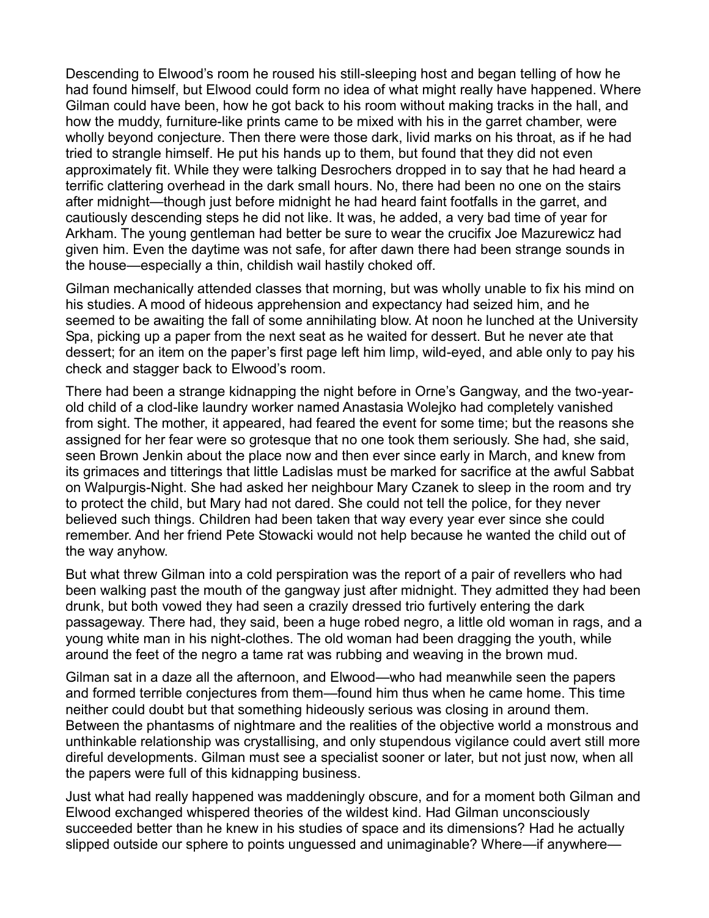Descending to Elwood's room he roused his still-sleeping host and began telling of how he had found himself, but Elwood could form no idea of what might really have happened. Where Gilman could have been, how he got back to his room without making tracks in the hall, and how the muddy, furniture-like prints came to be mixed with his in the garret chamber, were wholly beyond conjecture. Then there were those dark, livid marks on his throat, as if he had tried to strangle himself. He put his hands up to them, but found that they did not even approximately fit. While they were talking Desrochers dropped in to say that he had heard a terrific clattering overhead in the dark small hours. No, there had been no one on the stairs after midnight—though just before midnight he had heard faint footfalls in the garret, and cautiously descending steps he did not like. It was, he added, a very bad time of year for Arkham. The young gentleman had better be sure to wear the crucifix Joe Mazurewicz had given him. Even the daytime was not safe, for after dawn there had been strange sounds in the house—especially a thin, childish wail hastily choked off.

Gilman mechanically attended classes that morning, but was wholly unable to fix his mind on his studies. A mood of hideous apprehension and expectancy had seized him, and he seemed to be awaiting the fall of some annihilating blow. At noon he lunched at the University Spa, picking up a paper from the next seat as he waited for dessert. But he never ate that dessert; for an item on the paper's first page left him limp, wild-eyed, and able only to pay his check and stagger back to Elwood's room.

There had been a strange kidnapping the night before in Orne's Gangway, and the two-year-old child of a clod-like laundry worker named Anastasia Wolejko had completely vanished from sight. The mother, it appeared, had feared the event for some time; but the reasons she assigned for her fear were so grotesque that no one took them seriously. She had, she said, seen Brown Jenkin about the place now and then ever since early in March, and knew from its grimaces and titterings that little Ladislas must be marked for sacrifice at the awful Sabbat on Walpurgis-Night. She had asked her neighbour Mary Czanek to sleep in the room and try to protect the child, but Mary had not dared. She could not tell the police, for they never believed such things. Children had been taken that way every year ever since she could remember. And her friend Pete Stowacki would not help because he wanted the child out of the way anyhow.

But what threw Gilman into a cold perspiration was the report of a pair of revellers who had been walking past the mouth of the gangway just after midnight. They admitted they had been drunk, but both vowed they had seen a crazily dressed trio furtively entering the dark passageway. There had, they said, been a huge robed negro, a little old woman in rags, and a young white man in his night-clothes. The old woman had been dragging the youth, while around the feet of the negro a tame rat was rubbing and weaving in the brown mud.

Gilman sat in a daze all the afternoon, and Elwood—who had meanwhile seen the papers and formed terrible conjectures from them—found him thus when he came home. This time neither could doubt but that something hideously serious was closing in around them. Between the phantasms of nightmare and the realities of the objective world a monstrous and unthinkable relationship was crystallising, and only stupendous vigilance could avert still more direful developments. Gilman must see a specialist sooner or later, but not just now, when all the papers were full of this kidnapping business.

Just what had really happened was maddeningly obscure, and for a moment both Gilman and Elwood exchanged whispered theories of the wildest kind. Had Gilman unconsciously succeeded better than he knew in his studies of space and its dimensions? Had he actually slipped outside our sphere to points unguessed and unimaginable? Where—if anywhere—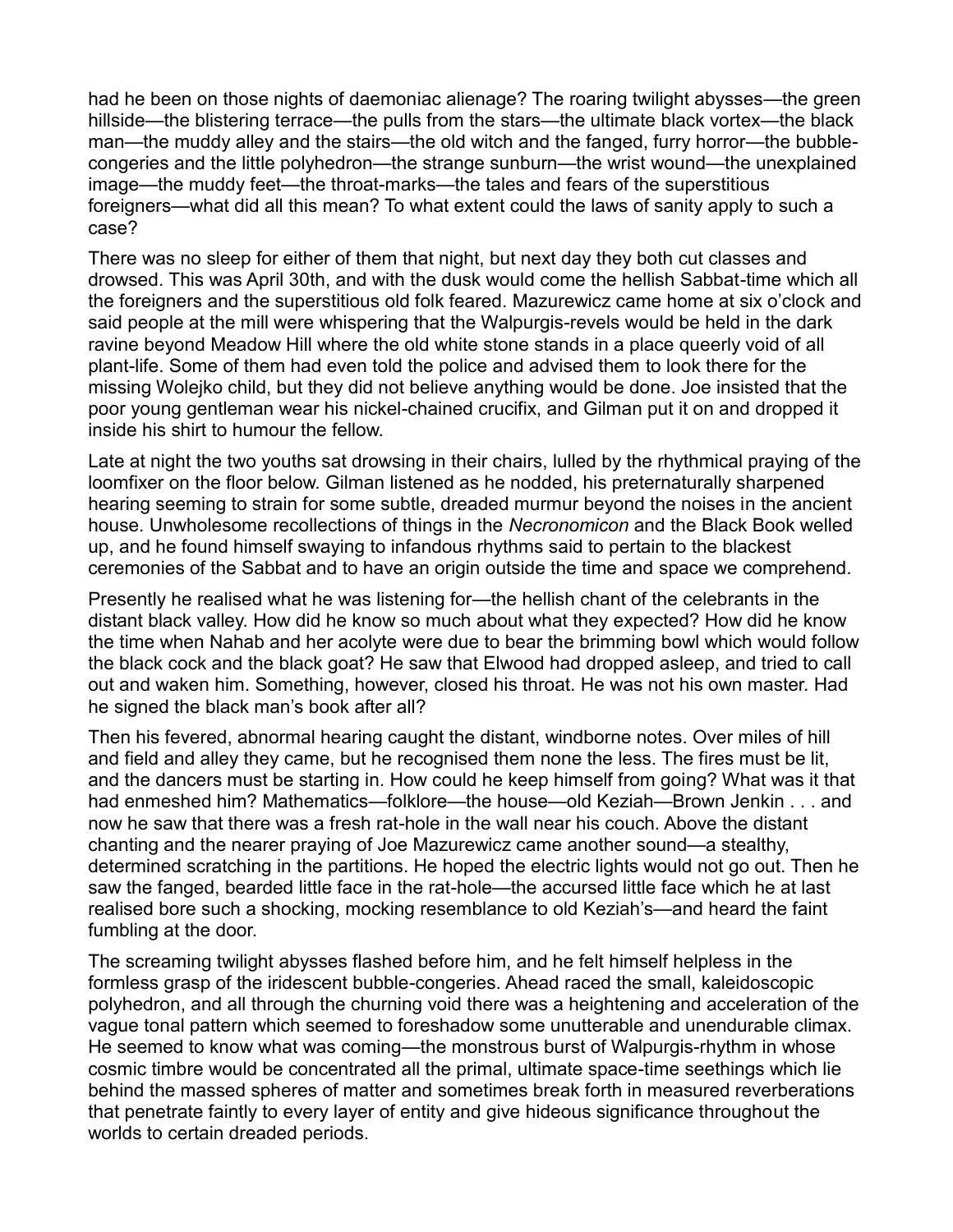had he been on those nights of daemoniac alienage? The roaring twilight abysses—the green hillside—the blistering terrace—the pulls from the stars—the ultimate black vortex—the black man—the muddy alley and the stairs—the old witch and the fanged, furry horror—the bubble-congeries and the little polyhedron—the strange sunburn—the wrist wound—the unexplained image—the muddy feet—the throat-marks—the tales and fears of the superstitious foreigners—what did all this mean? To what extent could the laws of sanity apply to such a case?

There was no sleep for either of them that night, but next day they both cut classes and drowsed. This was April 30th, and with the dusk would come the hellish Sabbat-time which all the foreigners and the superstitious old folk feared. Mazurewicz came home at six o'clock and said people at the mill were whispering that the Walpurgis-revels would be held in the dark ravine beyond Meadow Hill where the old white stone stands in a place queerly void of all plant-life. Some of them had even told the police and advised them to look there for the missing Wolejko child, but they did not believe anything would be done. Joe insisted that the poor young gentleman wear his nickel-chained crucifix, and Gilman put it on and dropped it inside his shirt to humour the fellow.

Late at night the two youths sat drowsing in their chairs, lulled by the rhythmical praying of the loomfixer on the floor below. Gilman listened as he nodded, his preternaturally sharpened hearing seeming to strain for some subtle, dreaded murmur beyond the noises in the ancient house. Unwholesome recollections of things in the *Necronomicon* and the Black Book welled up, and he found himself swaying to infandous rhythms said to pertain to the blackest ceremonies of the Sabbat and to have an origin outside the time and space we comprehend.

Presently he realised what he was listening for—the hellish chant of the celebrants in the distant black valley. How did he know so much about what they expected? How did he know the time when Nahab and her acolyte were due to bear the brimming bowl which would follow the black cock and the black goat? He saw that Elwood had dropped asleep, and tried to call out and waken him. Something, however, closed his throat. He was not his own master. Had he signed the black man's book after all?

Then his fevered, abnormal hearing caught the distant, windborne notes. Over miles of hill and field and alley they came, but he recognised them none the less. The fires must be lit, and the dancers must be starting in. How could he keep himself from going? What was it that had enmeshed him? Mathematics—folklore—the house—old Keziah—Brown Jenkin . . . and now he saw that there was a fresh rat-hole in the wall near his couch. Above the distant chanting and the nearer praying of Joe Mazurewicz came another sound—a stealthy, determined scratching in the partitions. He hoped the electric lights would not go out. Then he saw the fanged, bearded little face in the rat-hole—the accursed little face which he at last realised bore such a shocking, mocking resemblance to old Keziah's—and heard the faint fumbling at the door.

The screaming twilight abysses flashed before him, and he felt himself helpless in the formless grasp of the iridescent bubble-congeries. Ahead raced the small, kaleidoscopic polyhedron, and all through the churning void there was a heightening and acceleration of the vague tonal pattern which seemed to foreshadow some unutterable and unendurable climax. He seemed to know what was coming—the monstrous burst of Walpurgis-rhythm in whose cosmic timbre would be concentrated all the primal, ultimate space-time seethings which lie behind the massed spheres of matter and sometimes break forth in measured reverberations that penetrate faintly to every layer of entity and give hideous significance throughout the worlds to certain dreaded periods.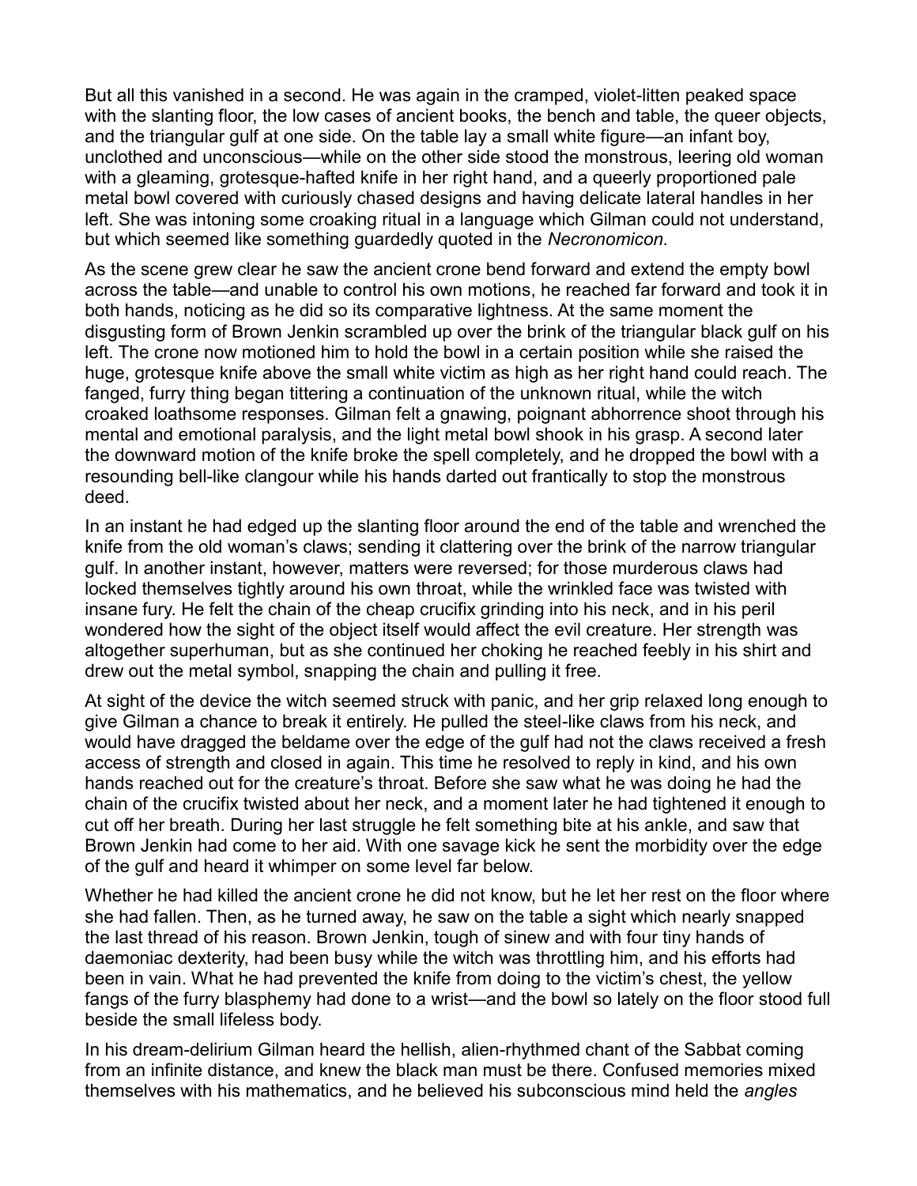But all this vanished in a second. He was again in the cramped, violet-litten peaked space with the slanting floor, the low cases of ancient books, the bench and table, the queer objects, and the triangular gulf at one side. On the table lay a small white figure—an infant boy, unclothed and unconscious—while on the other side stood the monstrous, leering old woman with a gleaming, grotesque-hafted knife in her right hand, and a queerly proportioned pale metal bowl covered with curiously chased designs and having delicate lateral handles in her left. She was intoning some croaking ritual in a language which Gilman could not understand, but which seemed like something guardedly quoted in the *Necronomicon.*

As the scene grew clear he saw the ancient crone bend forward and extend the empty bowl across the table—and unable to control his own motions, he reached far forward and took it in both hands, noticing as he did so its comparative lightness. At the same moment the disgusting form of Brown Jenkin scrambled up over the brink of the triangular black gulf on his left. The crone now motioned him to hold the bowl in a certain position while she raised the huge, grotesque knife above the small white victim as high as her right hand could reach. The fanged, furry thing began tittering a continuation of the unknown ritual, while the witch croaked loathsome responses. Gilman felt a gnawing, poignant abhorrence shoot through his mental and emotional paralysis, and the light metal bowl shook in his grasp. A second later the downward motion of the knife broke the spell completely, and he dropped the bowl with a resounding bell-like clangour while his hands darted out frantically to stop the monstrous deed.

In an instant he had edged up the slanting floor around the end of the table and wrenched the knife from the old woman's claws; sending it clattering over the brink of the narrow triangular gulf. In another instant, however, matters were reversed; for those murderous claws had locked themselves tightly around his own throat, while the wrinkled face was twisted with insane fury. He felt the chain of the cheap crucifix grinding into his neck, and in his peril wondered how the sight of the object itself would affect the evil creature. Her strength was altogether superhuman, but as she continued her choking he reached feebly in his shirt and drew out the metal symbol, snapping the chain and pulling it free.

At sight of the device the witch seemed struck with panic, and her grip relaxed long enough to give Gilman a chance to break it entirely. He pulled the steel-like claws from his neck, and would have dragged the beldame over the edge of the gulf had not the claws received a fresh access of strength and closed in again. This time he resolved to reply in kind, and his own hands reached out for the creature's throat. Before she saw what he was doing he had the chain of the crucifix twisted about her neck, and a moment later he had tightened it enough to cut off her breath. During her last struggle he felt something bite at his ankle, and saw that Brown Jenkin had come to her aid. With one savage kick he sent the morbidity over the edge of the gulf and heard it whimper on some level far below.

Whether he had killed the ancient crone he did not know, but he let her rest on the floor where she had fallen. Then, as he turned away, he saw on the table a sight which nearly snapped the last thread of his reason. Brown Jenkin, tough of sinew and with four tiny hands of daemoniac dexterity, had been busy while the witch was throttling him, and his efforts had been in vain. What he had prevented the knife from doing to the victim's chest, the yellow fangs of the furry blasphemy had done to a wrist—and the bowl so lately on the floor stood full beside the small lifeless body.

In his dream-delirium Gilman heard the hellish, alien-rhythmed chant of the Sabbat coming from an infinite distance, and knew the black man must be there. Confused memories mixed themselves with his mathematics, and he believed his subconscious mind held the *angles*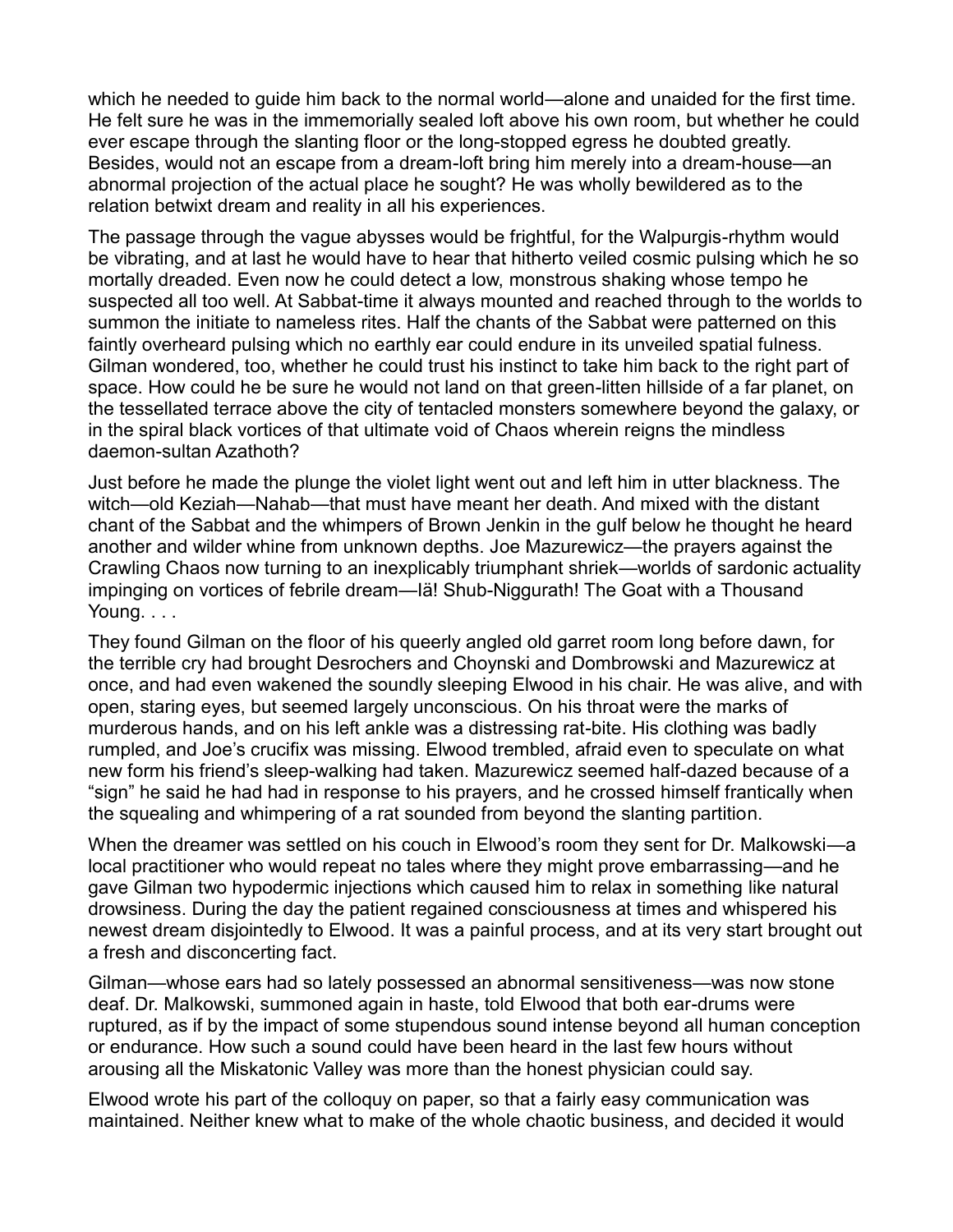which he needed to guide him back to the normal world—alone and unaided for the first time. He felt sure he was in the immemorially sealed loft above his own room, but whether he could ever escape through the slanting floor or the long-stopped egress he doubted greatly. Besides, would not an escape from a dream-loft bring him merely into a dream-house—an abnormal projection of the actual place he sought? He was wholly bewildered as to the relation betwixt dream and reality in all his experiences.

The passage through the vague abysses would be frightful, for the Walpurgis-rhythm would be vibrating, and at last he would have to hear that hitherto veiled cosmic pulsing which he so mortally dreaded. Even now he could detect a low, monstrous shaking whose tempo he suspected all too well. At Sabbat-time it always mounted and reached through to the worlds to summon the initiate to nameless rites. Half the chants of the Sabbat were patterned on this faintly overheard pulsing which no earthly ear could endure in its unveiled spatial fulness. Gilman wondered, too, whether he could trust his instinct to take him back to the right part of space. How could he be sure he would not land on that green-litten hillside of a far planet, on the tessellated terrace above the city of tentacled monsters somewhere beyond the galaxy, or in the spiral black vortices of that ultimate void of Chaos wherein reigns the mindless daemon-sultan Azathoth?

Just before he made the plunge the violet light went out and left him in utter blackness. The witch—old Keziah—Nahab—that must have meant her death. And mixed with the distant chant of the Sabbat and the whimpers of Brown Jenkin in the gulf below he thought he heard another and wilder whine from unknown depths. Joe Mazurewicz—the prayers against the Crawling Chaos now turning to an inexplicably triumphant shriek—worlds of sardonic actuality impinging on vortices of febrile dream—Iä! Shub-Niggurath! The Goat with a Thousand Young. . . .

They found Gilman on the floor of his queerly angled old garret room long before dawn, for the terrible cry had brought Desrochers and Choynski and Dombrowski and Mazurewicz at once, and had even wakened the soundly sleeping Elwood in his chair. He was alive, and with open, staring eyes, but seemed largely unconscious. On his throat were the marks of murderous hands, and on his left ankle was a distressing rat-bite. His clothing was badly rumpled, and Joe's crucifix was missing. Elwood trembled, afraid even to speculate on what new form his friend's sleep-walking had taken. Mazurewicz seemed half-dazed because of a "sign" he said he had had in response to his prayers, and he crossed himself frantically when the squealing and whimpering of a rat sounded from beyond the slanting partition.

When the dreamer was settled on his couch in Elwood's room they sent for Dr. Malkowski—a local practitioner who would repeat no tales where they might prove embarrassing—and he gave Gilman two hypodermic injections which caused him to relax in something like natural drowsiness. During the day the patient regained consciousness at times and whispered his newest dream disjointedly to Elwood. It was a painful process, and at its very start brought out a fresh and disconcerting fact.

Gilman—whose ears had so lately possessed an abnormal sensitiveness—was now stone deaf. Dr. Malkowski, summoned again in haste, told Elwood that both ear-drums were ruptured, as if by the impact of some stupendous sound intense beyond all human conception or endurance. How such a sound could have been heard in the last few hours without arousing all the Miskatonic Valley was more than the honest physician could say.

Elwood wrote his part of the colloquy on paper, so that a fairly easy communication was maintained. Neither knew what to make of the whole chaotic business, and decided it would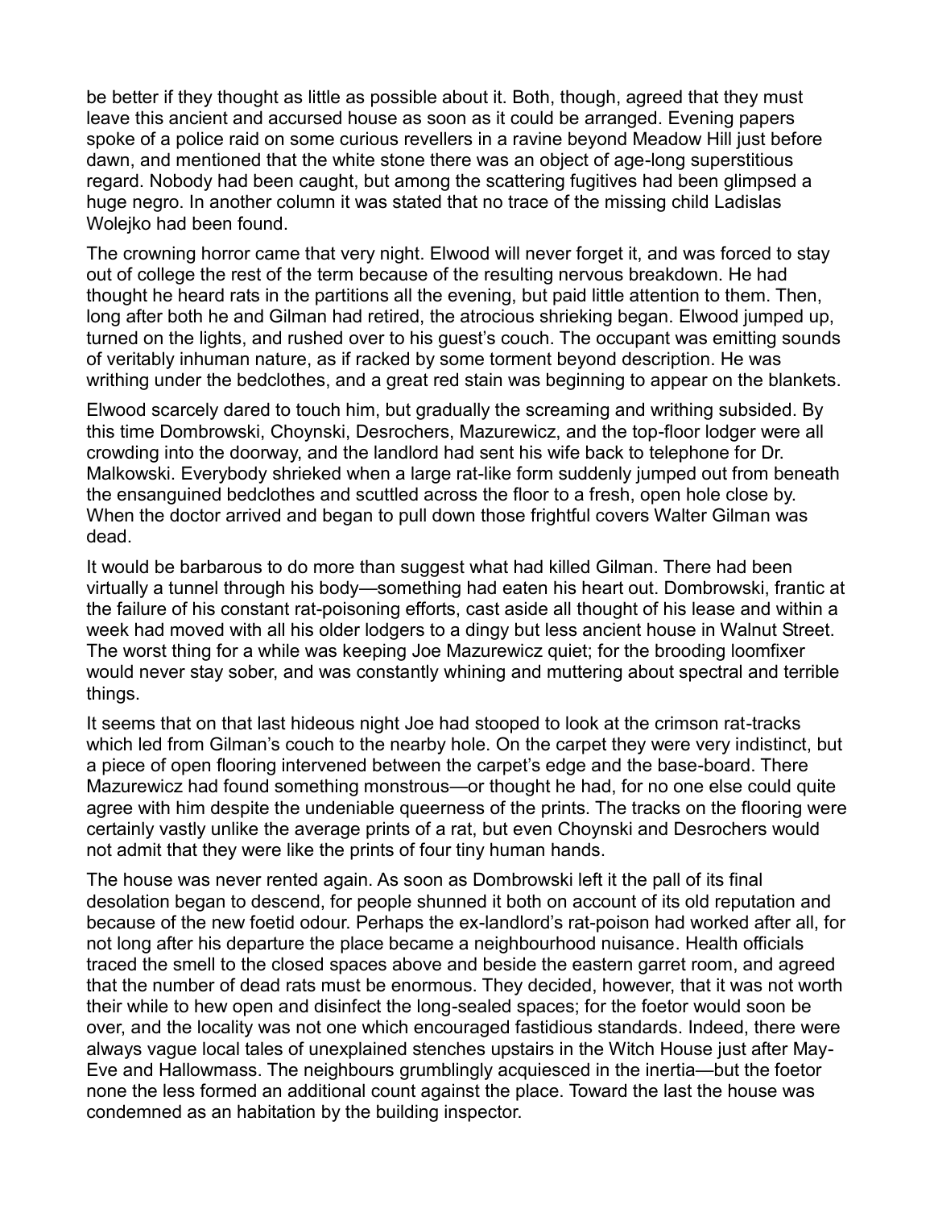be better if they thought as little as possible about it. Both, though, agreed that they must leave this ancient and accursed house as soon as it could be arranged. Evening papers spoke of a police raid on some curious revellers in a ravine beyond Meadow Hill just before dawn, and mentioned that the white stone there was an object of age-long superstitious regard. Nobody had been caught, but among the scattering fugitives had been glimpsed a huge negro. In another column it was stated that no trace of the missing child Ladislas Wolejko had been found.

The crowning horror came that very night. Elwood will never forget it, and was forced to stay out of college the rest of the term because of the resulting nervous breakdown. He had thought he heard rats in the partitions all the evening, but paid little attention to them. Then, long after both he and Gilman had retired, the atrocious shrieking began. Elwood jumped up, turned on the lights, and rushed over to his guest's couch. The occupant was emitting sounds of veritably inhuman nature, as if racked by some torment beyond description. He was writhing under the bedclothes, and a great red stain was beginning to appear on the blankets.

Elwood scarcely dared to touch him, but gradually the screaming and writhing subsided. By this time Dombrowski, Choynski, Desrochers, Mazurewicz, and the top-floor lodger were all crowding into the doorway, and the landlord had sent his wife back to telephone for Dr. Malkowski. Everybody shrieked when a large rat-like form suddenly jumped out from beneath the ensanguined bedclothes and scuttled across the floor to a fresh, open hole close by. When the doctor arrived and began to pull down those frightful covers Walter Gilman was dead.

It would be barbarous to do more than suggest what had killed Gilman. There had been virtually a tunnel through his body—something had eaten his heart out. Dombrowski, frantic at the failure of his constant rat-poisoning efforts, cast aside all thought of his lease and within a week had moved with all his older lodgers to a dingy but less ancient house in Walnut Street. The worst thing for a while was keeping Joe Mazurewicz quiet; for the brooding loomfixer would never stay sober, and was constantly whining and muttering about spectral and terrible things.

It seems that on that last hideous night Joe had stooped to look at the crimson rat-tracks which led from Gilman's couch to the nearby hole. On the carpet they were very indistinct, but a piece of open flooring intervened between the carpet's edge and the base-board. There Mazurewicz had found something monstrous—or thought he had, for no one else could quite agree with him despite the undeniable queerness of the prints. The tracks on the flooring were certainly vastly unlike the average prints of a rat, but even Choynski and Desrochers would not admit that they were like the prints of four tiny human hands.

The house was never rented again. As soon as Dombrowski left it the pall of its final desolation began to descend, for people shunned it both on account of its old reputation and because of the new foetid odour. Perhaps the ex-landlord's rat-poison had worked after all, for not long after his departure the place became a neighbourhood nuisance. Health officials traced the smell to the closed spaces above and beside the eastern garret room, and agreed that the number of dead rats must be enormous. They decided, however, that it was not worth their while to hew open and disinfect the long-sealed spaces; for the foetor would soon be over, and the locality was not one which encouraged fastidious standards. Indeed, there were always vague local tales of unexplained stenches upstairs in the Witch House just after May-Eve and Hallowmass. The neighbours grumblingly acquiesced in the inertia—but the foetor none the less formed an additional count against the place. Toward the last the house was condemned as an habitation by the building inspector.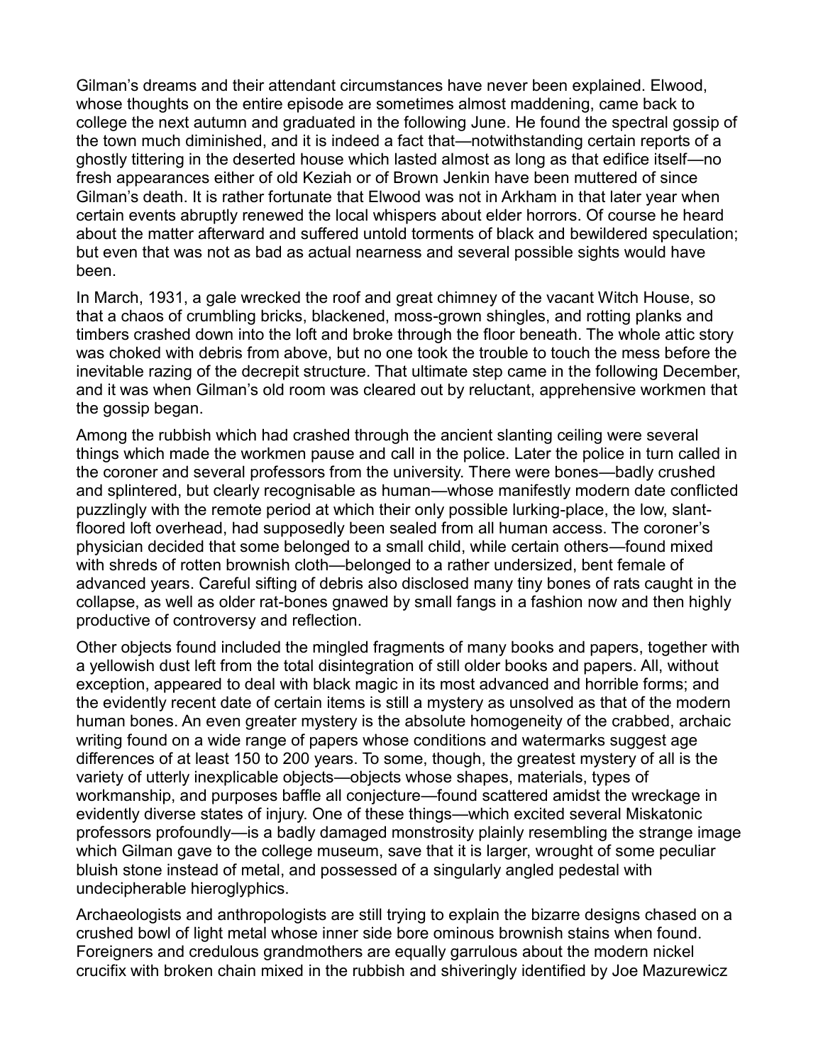Gilman's dreams and their attendant circumstances have never been explained. Elwood, whose thoughts on the entire episode are sometimes almost maddening, came back to college the next autumn and graduated in the following June. He found the spectral gossip of the town much diminished, and it is indeed a fact that—notwithstanding certain reports of a ghostly tittering in the deserted house which lasted almost as long as that edifice itself—no fresh appearances either of old Keziah or of Brown Jenkin have been muttered of since Gilman's death. It is rather fortunate that Elwood was not in Arkham in that later year when certain events abruptly renewed the local whispers about elder horrors. Of course he heard about the matter afterward and suffered untold torments of black and bewildered speculation; but even that was not as bad as actual nearness and several possible sights would have been.

In March, 1931, a gale wrecked the roof and great chimney of the vacant Witch House, so that a chaos of crumbling bricks, blackened, moss-grown shingles, and rotting planks and timbers crashed down into the loft and broke through the floor beneath. The whole attic story was choked with debris from above, but no one took the trouble to touch the mess before the inevitable razing of the decrepit structure. That ultimate step came in the following December, and it was when Gilman's old room was cleared out by reluctant, apprehensive workmen that the gossip began.

Among the rubbish which had crashed through the ancient slanting ceiling were several things which made the workmen pause and call in the police. Later the police in turn called in the coroner and several professors from the university. There were bones—badly crushed and splintered, but clearly recognisable as human—whose manifestly modern date conflicted puzzlingly with the remote period at which their only possible lurking-place, the low, slant-floored loft overhead, had supposedly been sealed from all human access. The coroner's physician decided that some belonged to a small child, while certain others—found mixed with shreds of rotten brownish cloth—belonged to a rather undersized, bent female of advanced years. Careful sifting of debris also disclosed many tiny bones of rats caught in the collapse, as well as older rat-bones gnawed by small fangs in a fashion now and then highly productive of controversy and reflection.

Other objects found included the mingled fragments of many books and papers, together with a yellowish dust left from the total disintegration of still older books and papers. All, without exception, appeared to deal with black magic in its most advanced and horrible forms; and the evidently recent date of certain items is still a mystery as unsolved as that of the modern human bones. An even greater mystery is the absolute homogeneity of the crabbed, archaic writing found on a wide range of papers whose conditions and watermarks suggest age differences of at least 150 to 200 years. To some, though, the greatest mystery of all is the variety of utterly inexplicable objects—objects whose shapes, materials, types of workmanship, and purposes baffle all conjecture—found scattered amidst the wreckage in evidently diverse states of injury. One of these things—which excited several Miskatonic professors profoundly—is a badly damaged monstrosity plainly resembling the strange image which Gilman gave to the college museum, save that it is larger, wrought of some peculiar bluish stone instead of metal, and possessed of a singularly angled pedestal with undecipherable hieroglyphics.

Archaeologists and anthropologists are still trying to explain the bizarre designs chased on a crushed bowl of light metal whose inner side bore ominous brownish stains when found. Foreigners and credulous grandmothers are equally garrulous about the modern nickel crucifix with broken chain mixed in the rubbish and shiveringly identified by Joe Mazurewicz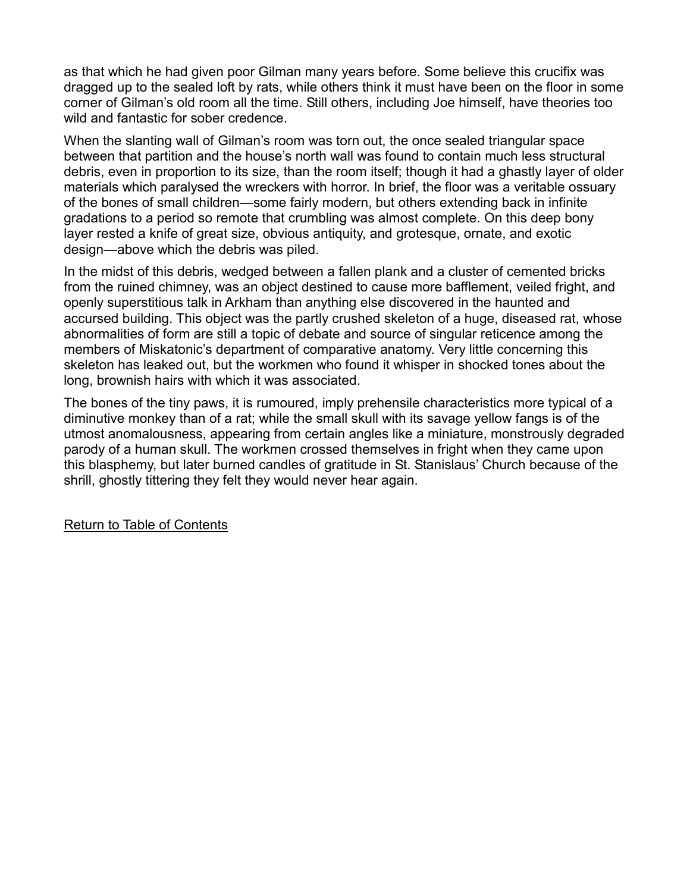as that which he had given poor Gilman many years before. Some believe this crucifix was dragged up to the sealed loft by rats, while others think it must have been on the floor in some corner of Gilman's old room all the time. Still others, including Joe himself, have theories too wild and fantastic for sober credence.

When the slanting wall of Gilman's room was torn out, the once sealed triangular space between that partition and the house's north wall was found to contain much less structural debris, even in proportion to its size, than the room itself; though it had a ghastly layer of older materials which paralysed the wreckers with horror. In brief, the floor was a veritable ossuary of the bones of small children—some fairly modern, but others extending back in infinite gradations to a period so remote that crumbling was almost complete. On this deep bony layer rested a knife of great size, obvious antiquity, and grotesque, ornate, and exotic design—above which the debris was piled.

In the midst of this debris, wedged between a fallen plank and a cluster of cemented bricks from the ruined chimney, was an object destined to cause more bafflement, veiled fright, and openly superstitious talk in Arkham than anything else discovered in the haunted and accursed building. This object was the partly crushed skeleton of a huge, diseased rat, whose abnormalities of form are still a topic of debate and source of singular reticence among the members of Miskatonic's department of comparative anatomy. Very little concerning this skeleton has leaked out, but the workmen who found it whisper in shocked tones about the long, brownish hairs with which it was associated.

The bones of the tiny paws, it is rumoured, imply prehensile characteristics more typical of a diminutive monkey than of a rat; while the small skull with its savage yellow fangs is of the utmost anomalousness, appearing from certain angles like a miniature, monstrously degraded parody of a human skull. The workmen crossed themselves in fright when they came upon this blasphemy, but later burned candles of gratitude in St. Stanislaus' Church because of the shrill, ghostly tittering they felt they would never hear again.

Return to Table of Contents